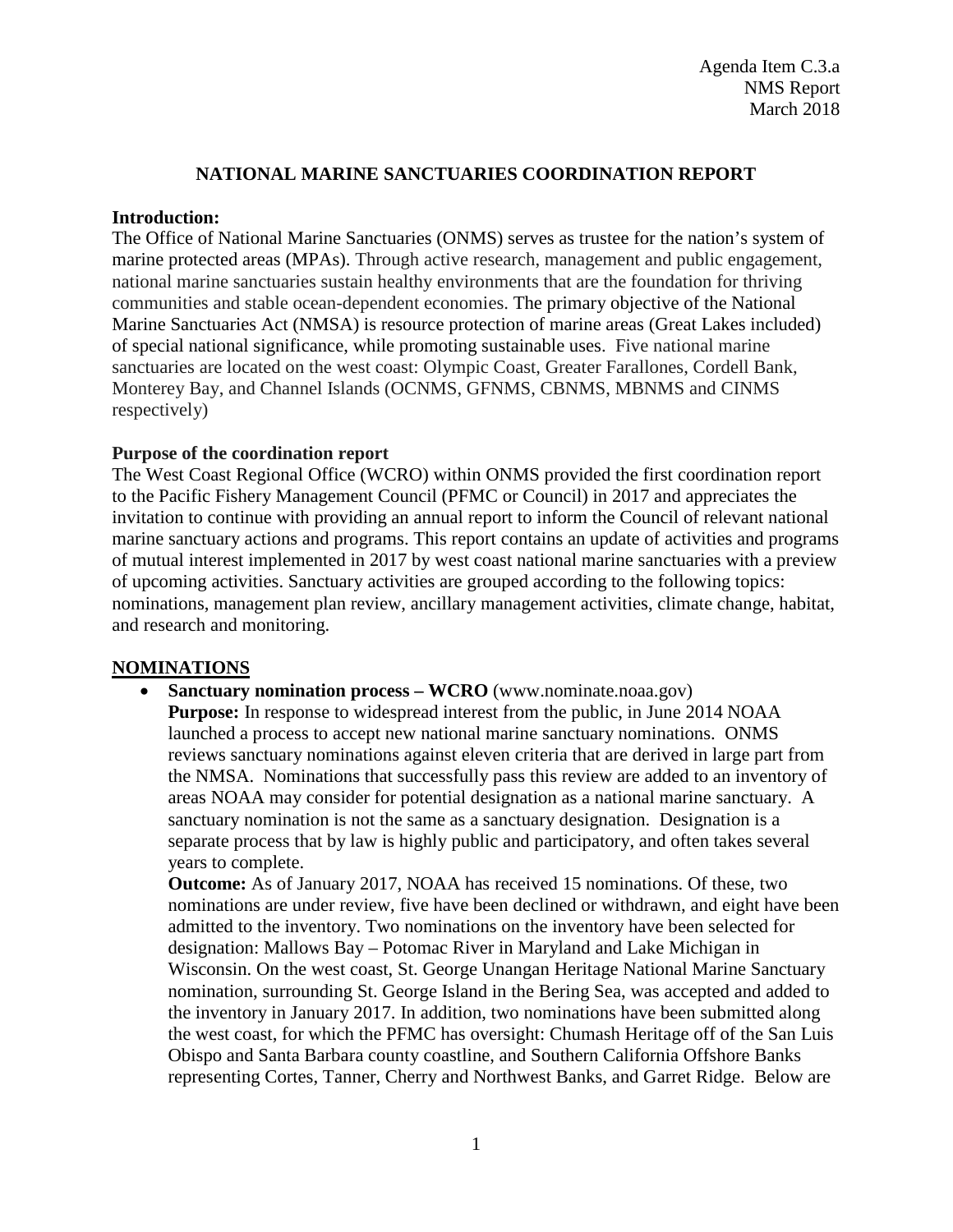Agenda Item C.3.a
NMS Report
March 2018

# NATIONAL MARINE SANCTUARIES COORDINATION REPORT

**Introduction:**

The Office of National Marine Sanctuaries (ONMS) serves as trustee for the nation's system of marine protected areas (MPAs). Through active research, management and public engagement, national marine sanctuaries sustain healthy environments that are the foundation for thriving communities and stable ocean-dependent economies. The primary objective of the National Marine Sanctuaries Act (NMSA) is resource protection of marine areas (Great Lakes included) of special national significance, while promoting sustainable uses. Five national marine sanctuaries are located on the west coast: Olympic Coast, Greater Farallones, Cordell Bank, Monterey Bay, and Channel Islands (OCNMS, GFNMS, CBNMS, MBNMS and CINMS respectively)

**Purpose of the coordination report**

The West Coast Regional Office (WCRO) within ONMS provided the first coordination report to the Pacific Fishery Management Council (PFMC or Council) in 2017 and appreciates the invitation to continue with providing an annual report to inform the Council of relevant national marine sanctuary actions and programs. This report contains an update of activities and programs of mutual interest implemented in 2017 by west coast national marine sanctuaries with a preview of upcoming activities. Sanctuary activities are grouped according to the following topics: nominations, management plan review, ancillary management activities, climate change, habitat, and research and monitoring.

## NOMINATIONS

- **Sanctuary nomination process – WCRO** (www.nominate.noaa.gov)
  **Purpose:** In response to widespread interest from the public, in June 2014 NOAA launched a process to accept new national marine sanctuary nominations. ONMS reviews sanctuary nominations against eleven criteria that are derived in large part from the NMSA. Nominations that successfully pass this review are added to an inventory of areas NOAA may consider for potential designation as a national marine sanctuary. A sanctuary nomination is not the same as a sanctuary designation. Designation is a separate process that by law is highly public and participatory, and often takes several years to complete.
  **Outcome:** As of January 2017, NOAA has received 15 nominations. Of these, two nominations are under review, five have been declined or withdrawn, and eight have been admitted to the inventory. Two nominations on the inventory have been selected for designation: Mallows Bay – Potomac River in Maryland and Lake Michigan in Wisconsin. On the west coast, St. George Unangan Heritage National Marine Sanctuary nomination, surrounding St. George Island in the Bering Sea, was accepted and added to the inventory in January 2017. In addition, two nominations have been submitted along the west coast, for which the PFMC has oversight: Chumash Heritage off of the San Luis Obispo and Santa Barbara county coastline, and Southern California Offshore Banks representing Cortes, Tanner, Cherry and Northwest Banks, and Garret Ridge. Below are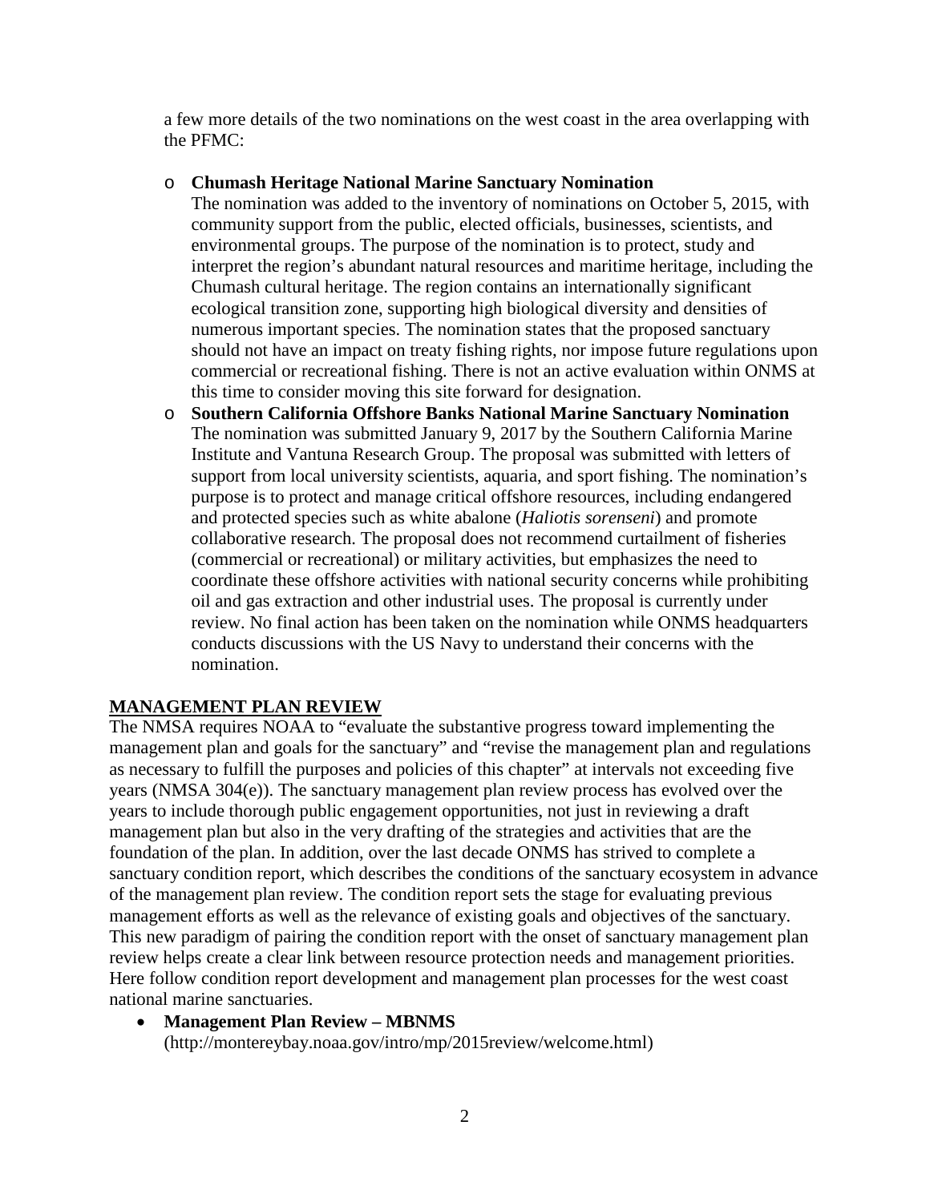a few more details of the two nominations on the west coast in the area overlapping with the PFMC:

- **Chumash Heritage National Marine Sanctuary Nomination**
  The nomination was added to the inventory of nominations on October 5, 2015, with community support from the public, elected officials, businesses, scientists, and environmental groups. The purpose of the nomination is to protect, study and interpret the region's abundant natural resources and maritime heritage, including the Chumash cultural heritage. The region contains an internationally significant ecological transition zone, supporting high biological diversity and densities of numerous important species. The nomination states that the proposed sanctuary should not have an impact on treaty fishing rights, nor impose future regulations upon commercial or recreational fishing. There is not an active evaluation within ONMS at this time to consider moving this site forward for designation.
- **Southern California Offshore Banks National Marine Sanctuary Nomination**
  The nomination was submitted January 9, 2017 by the Southern California Marine Institute and Vantuna Research Group. The proposal was submitted with letters of support from local university scientists, aquaria, and sport fishing. The nomination's purpose is to protect and manage critical offshore resources, including endangered and protected species such as white abalone (*Haliotis sorenseni*) and promote collaborative research. The proposal does not recommend curtailment of fisheries (commercial or recreational) or military activities, but emphasizes the need to coordinate these offshore activities with national security concerns while prohibiting oil and gas extraction and other industrial uses. The proposal is currently under review. No final action has been taken on the nomination while ONMS headquarters conducts discussions with the US Navy to understand their concerns with the nomination.

## MANAGEMENT PLAN REVIEW

The NMSA requires NOAA to "evaluate the substantive progress toward implementing the management plan and goals for the sanctuary" and "revise the management plan and regulations as necessary to fulfill the purposes and policies of this chapter" at intervals not exceeding five years (NMSA 304(e)). The sanctuary management plan review process has evolved over the years to include thorough public engagement opportunities, not just in reviewing a draft management plan but also in the very drafting of the strategies and activities that are the foundation of the plan. In addition, over the last decade ONMS has strived to complete a sanctuary condition report, which describes the conditions of the sanctuary ecosystem in advance of the management plan review. The condition report sets the stage for evaluating previous management efforts as well as the relevance of existing goals and objectives of the sanctuary. This new paradigm of pairing the condition report with the onset of sanctuary management plan review helps create a clear link between resource protection needs and management priorities. Here follow condition report development and management plan processes for the west coast national marine sanctuaries.

- **Management Plan Review – MBNMS**
  (http://montereybay.noaa.gov/intro/mp/2015review/welcome.html)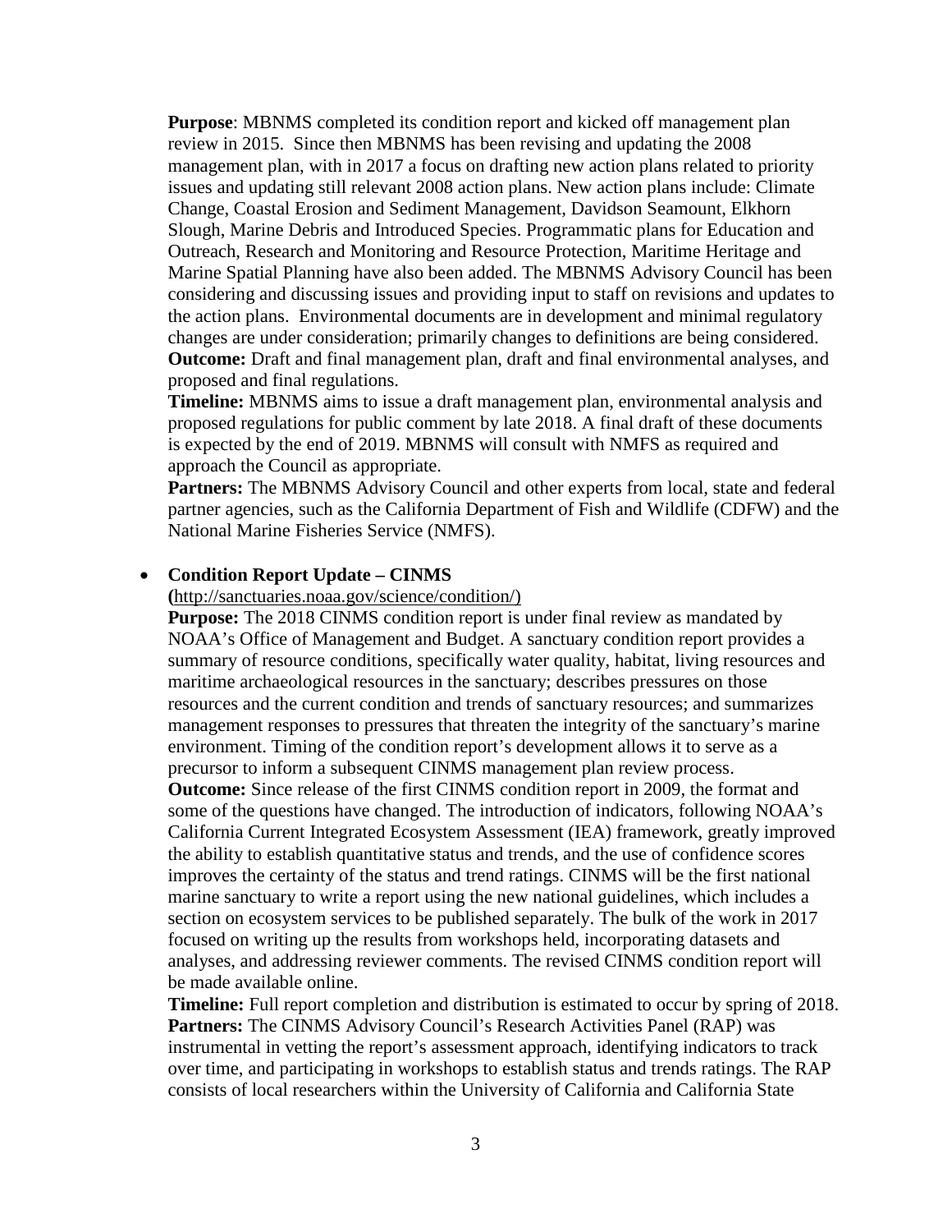**Purpose**: MBNMS completed its condition report and kicked off management plan review in 2015. Since then MBNMS has been revising and updating the 2008 management plan, with in 2017 a focus on drafting new action plans related to priority issues and updating still relevant 2008 action plans. New action plans include: Climate Change, Coastal Erosion and Sediment Management, Davidson Seamount, Elkhorn Slough, Marine Debris and Introduced Species. Programmatic plans for Education and Outreach, Research and Monitoring and Resource Protection, Maritime Heritage and Marine Spatial Planning have also been added. The MBNMS Advisory Council has been considering and discussing issues and providing input to staff on revisions and updates to the action plans. Environmental documents are in development and minimal regulatory changes are under consideration; primarily changes to definitions are being considered.
**Outcome:** Draft and final management plan, draft and final environmental analyses, and proposed and final regulations.
**Timeline:** MBNMS aims to issue a draft management plan, environmental analysis and proposed regulations for public comment by late 2018. A final draft of these documents is expected by the end of 2019. MBNMS will consult with NMFS as required and approach the Council as appropriate.
**Partners:** The MBNMS Advisory Council and other experts from local, state and federal partner agencies, such as the California Department of Fish and Wildlife (CDFW) and the National Marine Fisheries Service (NMFS).

- **Condition Report Update – CINMS**
  **(**http://sanctuaries.noaa.gov/science/condition/)
  **Purpose:** The 2018 CINMS condition report is under final review as mandated by NOAA's Office of Management and Budget. A sanctuary condition report provides a summary of resource conditions, specifically water quality, habitat, living resources and maritime archaeological resources in the sanctuary; describes pressures on those resources and the current condition and trends of sanctuary resources; and summarizes management responses to pressures that threaten the integrity of the sanctuary's marine environment. Timing of the condition report's development allows it to serve as a precursor to inform a subsequent CINMS management plan review process.
  **Outcome:** Since release of the first CINMS condition report in 2009, the format and some of the questions have changed. The introduction of indicators, following NOAA's California Current Integrated Ecosystem Assessment (IEA) framework, greatly improved the ability to establish quantitative status and trends, and the use of confidence scores improves the certainty of the status and trend ratings. CINMS will be the first national marine sanctuary to write a report using the new national guidelines, which includes a section on ecosystem services to be published separately. The bulk of the work in 2017 focused on writing up the results from workshops held, incorporating datasets and analyses, and addressing reviewer comments. The revised CINMS condition report will be made available online.
  **Timeline:** Full report completion and distribution is estimated to occur by spring of 2018.
  **Partners:** The CINMS Advisory Council's Research Activities Panel (RAP) was instrumental in vetting the report's assessment approach, identifying indicators to track over time, and participating in workshops to establish status and trends ratings. The RAP consists of local researchers within the University of California and California State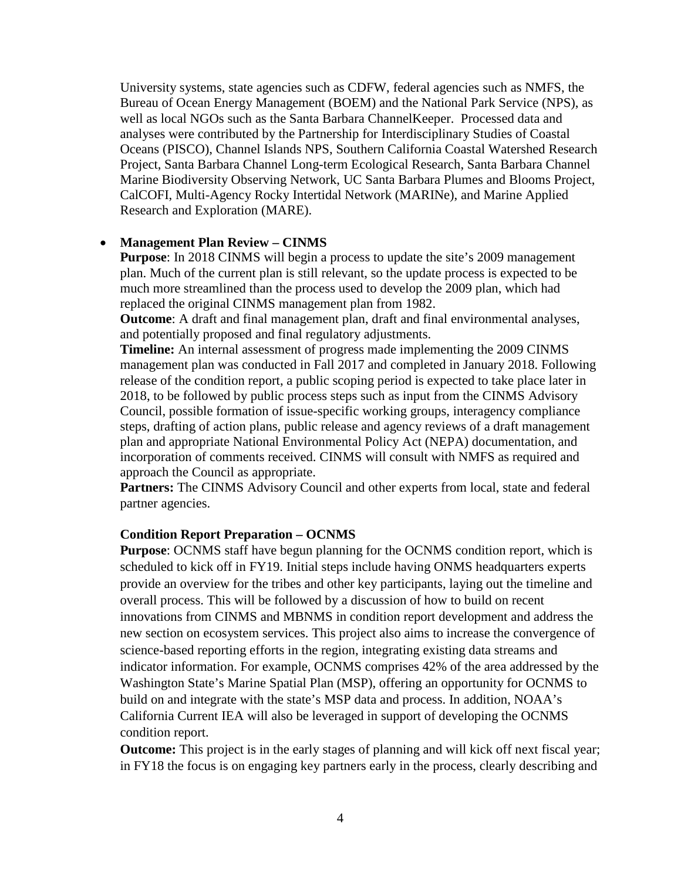University systems, state agencies such as CDFW, federal agencies such as NMFS, the Bureau of Ocean Energy Management (BOEM) and the National Park Service (NPS), as well as local NGOs such as the Santa Barbara ChannelKeeper. Processed data and analyses were contributed by the Partnership for Interdisciplinary Studies of Coastal Oceans (PISCO), Channel Islands NPS, Southern California Coastal Watershed Research Project, Santa Barbara Channel Long-term Ecological Research, Santa Barbara Channel Marine Biodiversity Observing Network, UC Santa Barbara Plumes and Blooms Project, CalCOFI, Multi-Agency Rocky Intertidal Network (MARINe), and Marine Applied Research and Exploration (MARE).

- **Management Plan Review – CINMS**
  **Purpose**: In 2018 CINMS will begin a process to update the site's 2009 management plan. Much of the current plan is still relevant, so the update process is expected to be much more streamlined than the process used to develop the 2009 plan, which had replaced the original CINMS management plan from 1982.
  **Outcome**: A draft and final management plan, draft and final environmental analyses, and potentially proposed and final regulatory adjustments.
  **Timeline:** An internal assessment of progress made implementing the 2009 CINMS management plan was conducted in Fall 2017 and completed in January 2018. Following release of the condition report, a public scoping period is expected to take place later in 2018, to be followed by public process steps such as input from the CINMS Advisory Council, possible formation of issue-specific working groups, interagency compliance steps, drafting of action plans, public release and agency reviews of a draft management plan and appropriate National Environmental Policy Act (NEPA) documentation, and incorporation of comments received. CINMS will consult with NMFS as required and approach the Council as appropriate.
  **Partners:** The CINMS Advisory Council and other experts from local, state and federal partner agencies.

**Condition Report Preparation – OCNMS**
**Purpose**: OCNMS staff have begun planning for the OCNMS condition report, which is scheduled to kick off in FY19. Initial steps include having ONMS headquarters experts provide an overview for the tribes and other key participants, laying out the timeline and overall process. This will be followed by a discussion of how to build on recent innovations from CINMS and MBNMS in condition report development and address the new section on ecosystem services. This project also aims to increase the convergence of science-based reporting efforts in the region, integrating existing data streams and indicator information. For example, OCNMS comprises 42% of the area addressed by the Washington State's Marine Spatial Plan (MSP), offering an opportunity for OCNMS to build on and integrate with the state's MSP data and process. In addition, NOAA's California Current IEA will also be leveraged in support of developing the OCNMS condition report.
**Outcome:** This project is in the early stages of planning and will kick off next fiscal year; in FY18 the focus is on engaging key partners early in the process, clearly describing and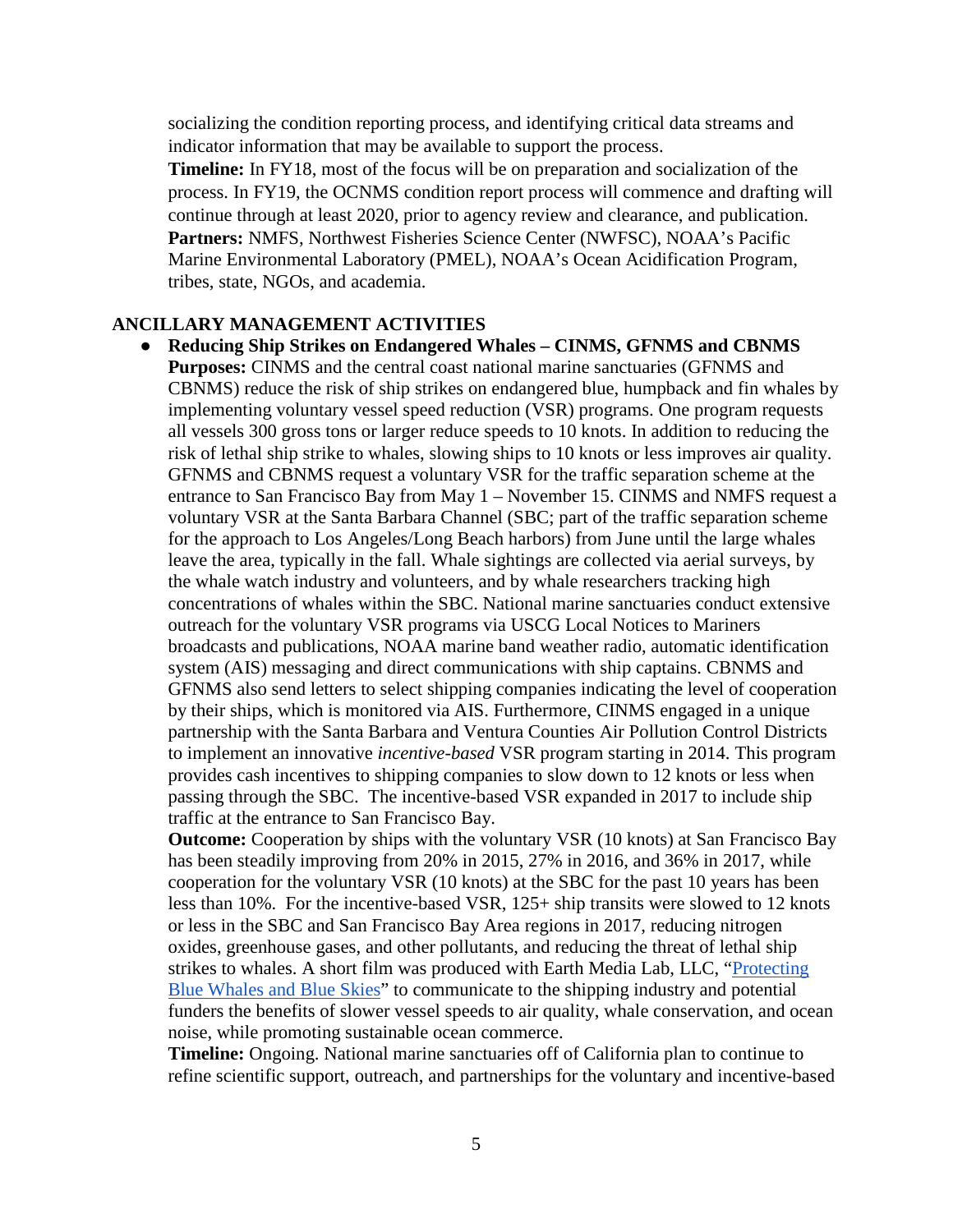socializing the condition reporting process, and identifying critical data streams and indicator information that may be available to support the process.

**Timeline:** In FY18, most of the focus will be on preparation and socialization of the process. In FY19, the OCNMS condition report process will commence and drafting will continue through at least 2020, prior to agency review and clearance, and publication.

**Partners:** NMFS, Northwest Fisheries Science Center (NWFSC), NOAA's Pacific Marine Environmental Laboratory (PMEL), NOAA's Ocean Acidification Program, tribes, state, NGOs, and academia.

## ANCILLARY MANAGEMENT ACTIVITIES

- **Reducing Ship Strikes on Endangered Whales – CINMS, GFNMS and CBNMS**

  **Purposes:** CINMS and the central coast national marine sanctuaries (GFNMS and CBNMS) reduce the risk of ship strikes on endangered blue, humpback and fin whales by implementing voluntary vessel speed reduction (VSR) programs. One program requests all vessels 300 gross tons or larger reduce speeds to 10 knots. In addition to reducing the risk of lethal ship strike to whales, slowing ships to 10 knots or less improves air quality. GFNMS and CBNMS request a voluntary VSR for the traffic separation scheme at the entrance to San Francisco Bay from May 1 – November 15. CINMS and NMFS request a voluntary VSR at the Santa Barbara Channel (SBC; part of the traffic separation scheme for the approach to Los Angeles/Long Beach harbors) from June until the large whales leave the area, typically in the fall. Whale sightings are collected via aerial surveys, by the whale watch industry and volunteers, and by whale researchers tracking high concentrations of whales within the SBC. National marine sanctuaries conduct extensive outreach for the voluntary VSR programs via USCG Local Notices to Mariners broadcasts and publications, NOAA marine band weather radio, automatic identification system (AIS) messaging and direct communications with ship captains. CBNMS and GFNMS also send letters to select shipping companies indicating the level of cooperation by their ships, which is monitored via AIS. Furthermore, CINMS engaged in a unique partnership with the Santa Barbara and Ventura Counties Air Pollution Control Districts to implement an innovative *incentive-based* VSR program starting in 2014. This program provides cash incentives to shipping companies to slow down to 12 knots or less when passing through the SBC. The incentive-based VSR expanded in 2017 to include ship traffic at the entrance to San Francisco Bay.

  **Outcome:** Cooperation by ships with the voluntary VSR (10 knots) at San Francisco Bay has been steadily improving from 20% in 2015, 27% in 2016, and 36% in 2017, while cooperation for the voluntary VSR (10 knots) at the SBC for the past 10 years has been less than 10%. For the incentive-based VSR, 125+ ship transits were slowed to 12 knots or less in the SBC and San Francisco Bay Area regions in 2017, reducing nitrogen oxides, greenhouse gases, and other pollutants, and reducing the threat of lethal ship strikes to whales. A short film was produced with Earth Media Lab, LLC, "Protecting Blue Whales and Blue Skies" to communicate to the shipping industry and potential funders the benefits of slower vessel speeds to air quality, whale conservation, and ocean noise, while promoting sustainable ocean commerce.

  **Timeline:** Ongoing. National marine sanctuaries off of California plan to continue to refine scientific support, outreach, and partnerships for the voluntary and incentive-based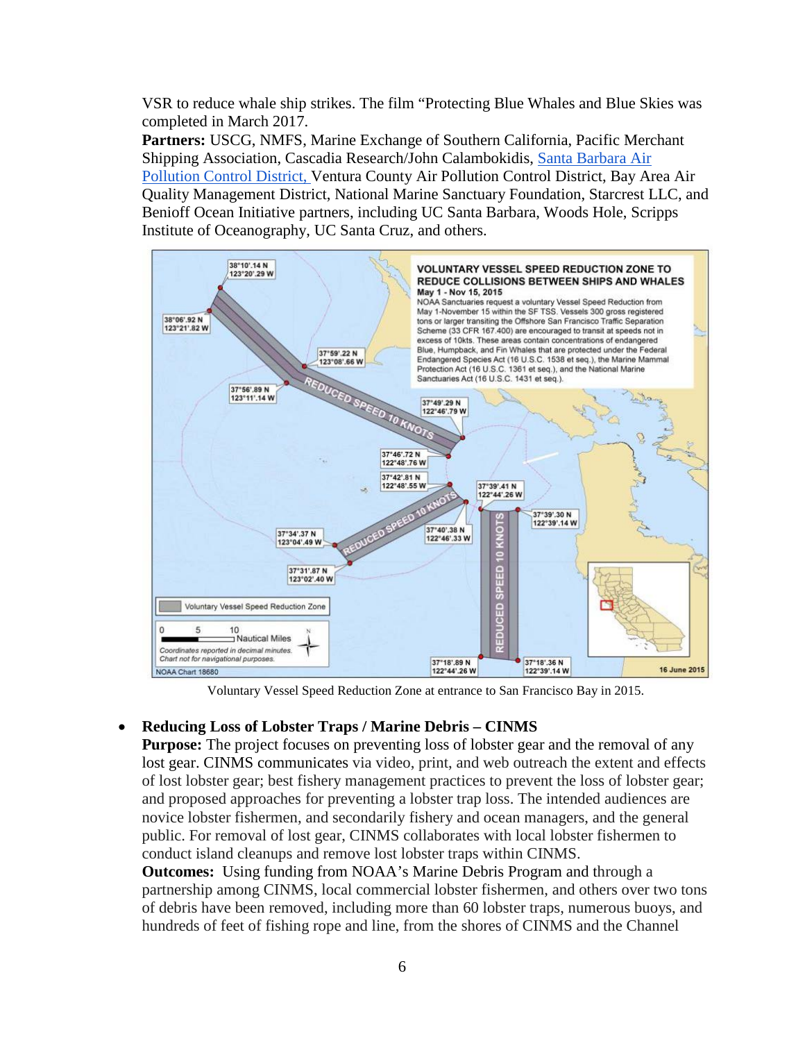VSR to reduce whale ship strikes. The film "Protecting Blue Whales and Blue Skies was completed in March 2017.

**Partners:** USCG, NMFS, Marine Exchange of Southern California, Pacific Merchant Shipping Association, Cascadia Research/John Calambokidis, Santa Barbara Air Pollution Control District, Ventura County Air Pollution Control District, Bay Area Air Quality Management District, National Marine Sanctuary Foundation, Starcrest LLC, and Benioff Ocean Initiative partners, including UC Santa Barbara, Woods Hole, Scripps Institute of Oceanography, UC Santa Cruz, and others.

Voluntary Vessel Speed Reduction Zone at entrance to San Francisco Bay in 2015.

- **Reducing Loss of Lobster Traps / Marine Debris – CINMS**

  **Purpose:** The project focuses on preventing loss of lobster gear and the removal of any lost gear. CINMS communicates via video, print, and web outreach the extent and effects of lost lobster gear; best fishery management practices to prevent the loss of lobster gear; and proposed approaches for preventing a lobster trap loss. The intended audiences are novice lobster fishermen, and secondarily fishery and ocean managers, and the general public. For removal of lost gear, CINMS collaborates with local lobster fishermen to conduct island cleanups and remove lost lobster traps within CINMS.

  **Outcomes:** Using funding from NOAA's Marine Debris Program and through a partnership among CINMS, local commercial lobster fishermen, and others over two tons of debris have been removed, including more than 60 lobster traps, numerous buoys, and hundreds of feet of fishing rope and line, from the shores of CINMS and the Channel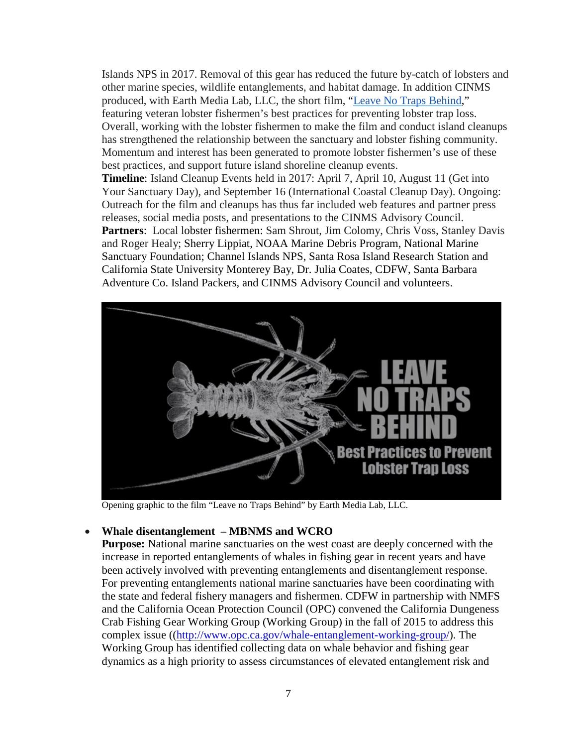Islands NPS in 2017. Removal of this gear has reduced the future by-catch of lobsters and other marine species, wildlife entanglements, and habitat damage. In addition CINMS produced, with Earth Media Lab, LLC, the short film, "[Leave No Traps Behind](#)," featuring veteran lobster fishermen's best practices for preventing lobster trap loss. Overall, working with the lobster fishermen to make the film and conduct island cleanups has strengthened the relationship between the sanctuary and lobster fishing community. Momentum and interest has been generated to promote lobster fishermen's use of these best practices, and support future island shoreline cleanup events.

**Timeline**: Island Cleanup Events held in 2017: April 7, April 10, August 11 (Get into Your Sanctuary Day), and September 16 (International Coastal Cleanup Day). Ongoing: Outreach for the film and cleanups has thus far included web features and partner press releases, social media posts, and presentations to the CINMS Advisory Council.

**Partners**: Local lobster fishermen: Sam Shrout, Jim Colomy, Chris Voss, Stanley Davis and Roger Healy; Sherry Lippiat, NOAA Marine Debris Program, National Marine Sanctuary Foundation; Channel Islands NPS, Santa Rosa Island Research Station and California State University Monterey Bay, Dr. Julia Coates, CDFW, Santa Barbara Adventure Co. Island Packers, and CINMS Advisory Council and volunteers.

Opening graphic to the film "Leave no Traps Behind" by Earth Media Lab, LLC.

- **Whale disentanglement – MBNMS and WCRO**
  **Purpose:** National marine sanctuaries on the west coast are deeply concerned with the increase in reported entanglements of whales in fishing gear in recent years and have been actively involved with preventing entanglements and disentanglement response. For preventing entanglements national marine sanctuaries have been coordinating with the state and federal fishery managers and fishermen. CDFW in partnership with NMFS and the California Ocean Protection Council (OPC) convened the California Dungeness Crab Fishing Gear Working Group (Working Group) in the fall of 2015 to address this complex issue ((http://www.opc.ca.gov/whale-entanglement-working-group/). The Working Group has identified collecting data on whale behavior and fishing gear dynamics as a high priority to assess circumstances of elevated entanglement risk and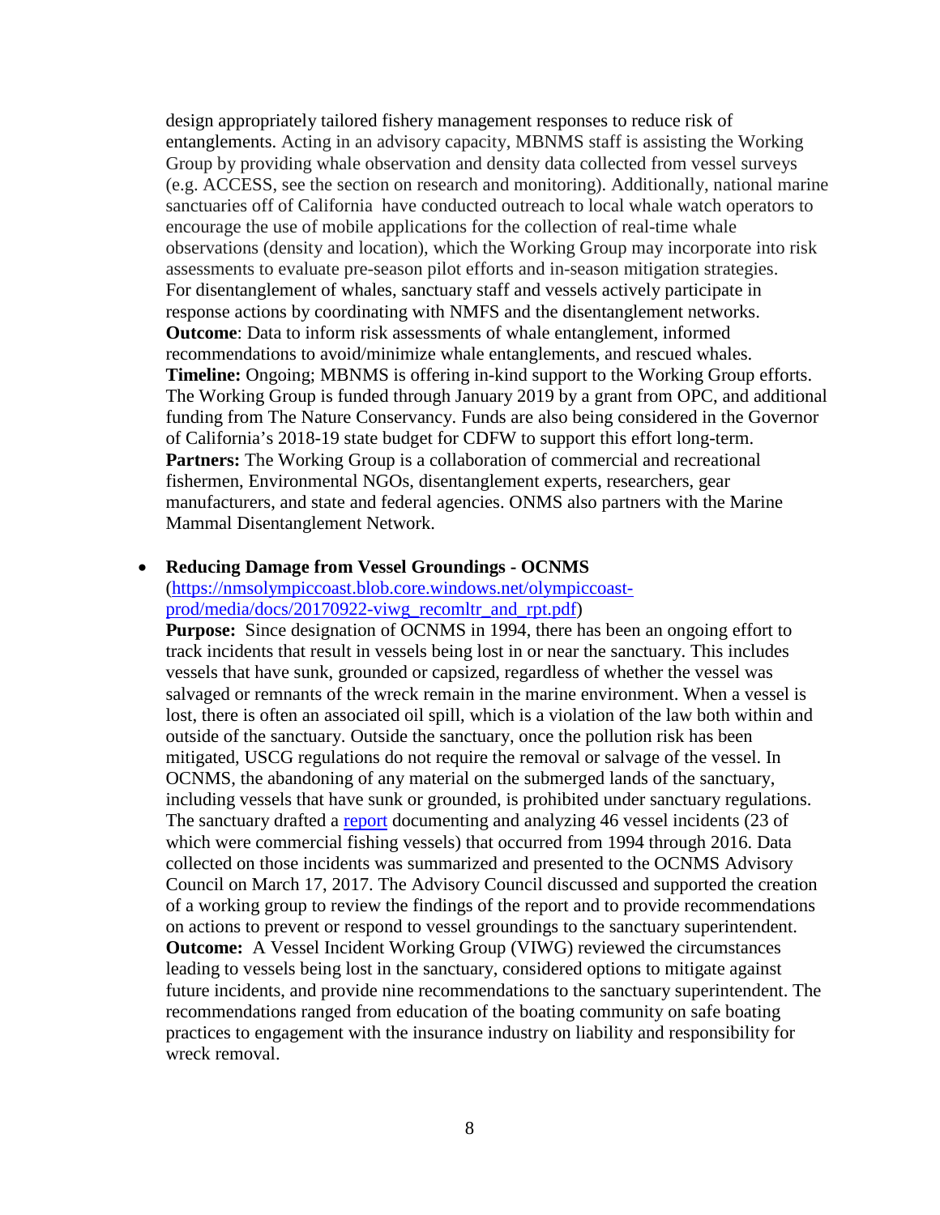design appropriately tailored fishery management responses to reduce risk of entanglements. Acting in an advisory capacity, MBNMS staff is assisting the Working Group by providing whale observation and density data collected from vessel surveys (e.g. ACCESS, see the section on research and monitoring). Additionally, national marine sanctuaries off of California have conducted outreach to local whale watch operators to encourage the use of mobile applications for the collection of real-time whale observations (density and location), which the Working Group may incorporate into risk assessments to evaluate pre-season pilot efforts and in-season mitigation strategies. For disentanglement of whales, sanctuary staff and vessels actively participate in response actions by coordinating with NMFS and the disentanglement networks.
**Outcome**: Data to inform risk assessments of whale entanglement, informed recommendations to avoid/minimize whale entanglements, and rescued whales.
**Timeline:** Ongoing; MBNMS is offering in-kind support to the Working Group efforts. The Working Group is funded through January 2019 by a grant from OPC, and additional funding from The Nature Conservancy. Funds are also being considered in the Governor of California's 2018-19 state budget for CDFW to support this effort long-term.
**Partners:** The Working Group is a collaboration of commercial and recreational fishermen, Environmental NGOs, disentanglement experts, researchers, gear manufacturers, and state and federal agencies. ONMS also partners with the Marine Mammal Disentanglement Network.

- **Reducing Damage from Vessel Groundings - OCNMS** ([https://nmsolympiccoast.blob.core.windows.net/olympiccoast-prod/media/docs/20170922-viwg_recomltr_and_rpt.pdf](https://nmsolympiccoast.blob.core.windows.net/olympiccoast-prod/media/docs/20170922-viwg_recomltr_and_rpt.pdf))
  **Purpose:** Since designation of OCNMS in 1994, there has been an ongoing effort to track incidents that result in vessels being lost in or near the sanctuary. This includes vessels that have sunk, grounded or capsized, regardless of whether the vessel was salvaged or remnants of the wreck remain in the marine environment. When a vessel is lost, there is often an associated oil spill, which is a violation of the law both within and outside of the sanctuary. Outside the sanctuary, once the pollution risk has been mitigated, USCG regulations do not require the removal or salvage of the vessel. In OCNMS, the abandoning of any material on the submerged lands of the sanctuary, including vessels that have sunk or grounded, is prohibited under sanctuary regulations. The sanctuary drafted a report documenting and analyzing 46 vessel incidents (23 of which were commercial fishing vessels) that occurred from 1994 through 2016. Data collected on those incidents was summarized and presented to the OCNMS Advisory Council on March 17, 2017. The Advisory Council discussed and supported the creation of a working group to review the findings of the report and to provide recommendations on actions to prevent or respond to vessel groundings to the sanctuary superintendent.
  **Outcome:** A Vessel Incident Working Group (VIWG) reviewed the circumstances leading to vessels being lost in the sanctuary, considered options to mitigate against future incidents, and provide nine recommendations to the sanctuary superintendent. The recommendations ranged from education of the boating community on safe boating practices to engagement with the insurance industry on liability and responsibility for wreck removal.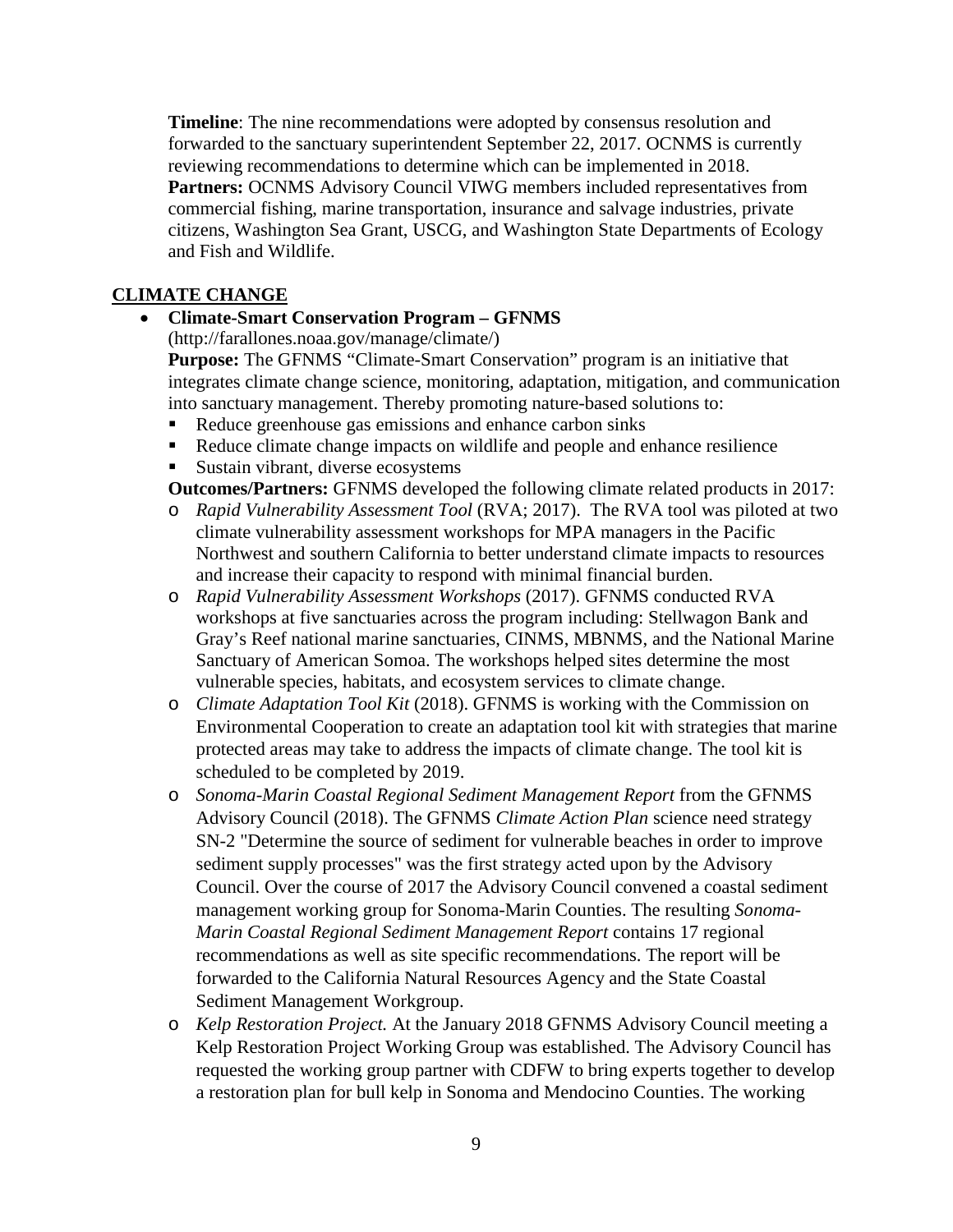**Timeline**: The nine recommendations were adopted by consensus resolution and forwarded to the sanctuary superintendent September 22, 2017. OCNMS is currently reviewing recommendations to determine which can be implemented in 2018.
**Partners:** OCNMS Advisory Council VIWG members included representatives from commercial fishing, marine transportation, insurance and salvage industries, private citizens, Washington Sea Grant, USCG, and Washington State Departments of Ecology and Fish and Wildlife.

## CLIMATE CHANGE

- **Climate-Smart Conservation Program – GFNMS**
  (http://farallones.noaa.gov/manage/climate/)
  **Purpose:** The GFNMS "Climate-Smart Conservation" program is an initiative that integrates climate change science, monitoring, adaptation, mitigation, and communication into sanctuary management. Thereby promoting nature-based solutions to:
  - Reduce greenhouse gas emissions and enhance carbon sinks
  - Reduce climate change impacts on wildlife and people and enhance resilience
  - Sustain vibrant, diverse ecosystems

  **Outcomes/Partners:** GFNMS developed the following climate related products in 2017:
  - *Rapid Vulnerability Assessment Tool* (RVA; 2017). The RVA tool was piloted at two climate vulnerability assessment workshops for MPA managers in the Pacific Northwest and southern California to better understand climate impacts to resources and increase their capacity to respond with minimal financial burden.
  - *Rapid Vulnerability Assessment Workshops* (2017). GFNMS conducted RVA workshops at five sanctuaries across the program including: Stellwagon Bank and Gray's Reef national marine sanctuaries, CINMS, MBNMS, and the National Marine Sanctuary of American Somoa. The workshops helped sites determine the most vulnerable species, habitats, and ecosystem services to climate change.
  - *Climate Adaptation Tool Kit* (2018). GFNMS is working with the Commission on Environmental Cooperation to create an adaptation tool kit with strategies that marine protected areas may take to address the impacts of climate change. The tool kit is scheduled to be completed by 2019.
  - *Sonoma-Marin Coastal Regional Sediment Management Report* from the GFNMS Advisory Council (2018). The GFNMS *Climate Action Plan* science need strategy SN-2 "Determine the source of sediment for vulnerable beaches in order to improve sediment supply processes" was the first strategy acted upon by the Advisory Council. Over the course of 2017 the Advisory Council convened a coastal sediment management working group for Sonoma-Marin Counties. The resulting *Sonoma-Marin Coastal Regional Sediment Management Report* contains 17 regional recommendations as well as site specific recommendations. The report will be forwarded to the California Natural Resources Agency and the State Coastal Sediment Management Workgroup.
  - *Kelp Restoration Project.* At the January 2018 GFNMS Advisory Council meeting a Kelp Restoration Project Working Group was established. The Advisory Council has requested the working group partner with CDFW to bring experts together to develop a restoration plan for bull kelp in Sonoma and Mendocino Counties. The working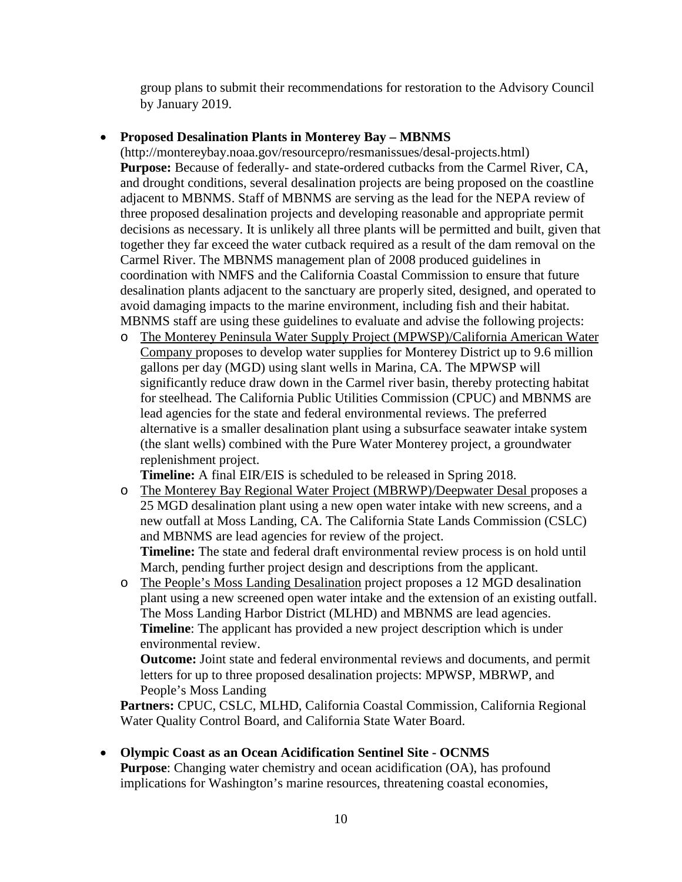group plans to submit their recommendations for restoration to the Advisory Council by January 2019.

- **Proposed Desalination Plants in Monterey Bay – MBNMS** (http://montereybay.noaa.gov/resourcepro/resmanissues/desal-projects.html)
  **Purpose:** Because of federally- and state-ordered cutbacks from the Carmel River, CA, and drought conditions, several desalination projects are being proposed on the coastline adjacent to MBNMS. Staff of MBNMS are serving as the lead for the NEPA review of three proposed desalination projects and developing reasonable and appropriate permit decisions as necessary. It is unlikely all three plants will be permitted and built, given that together they far exceed the water cutback required as a result of the dam removal on the Carmel River. The MBNMS management plan of 2008 produced guidelines in coordination with NMFS and the California Coastal Commission to ensure that future desalination plants adjacent to the sanctuary are properly sited, designed, and operated to avoid damaging impacts to the marine environment, including fish and their habitat. MBNMS staff are using these guidelines to evaluate and advise the following projects:
  - The Monterey Peninsula Water Supply Project (MPWSP)/California American Water Company proposes to develop water supplies for Monterey District up to 9.6 million gallons per day (MGD) using slant wells in Marina, CA. The MPWSP will significantly reduce draw down in the Carmel river basin, thereby protecting habitat for steelhead. The California Public Utilities Commission (CPUC) and MBNMS are lead agencies for the state and federal environmental reviews. The preferred alternative is a smaller desalination plant using a subsurface seawater intake system (the slant wells) combined with the Pure Water Monterey project, a groundwater replenishment project.
    **Timeline:** A final EIR/EIS is scheduled to be released in Spring 2018.
  - The Monterey Bay Regional Water Project (MBRWP)/Deepwater Desal proposes a 25 MGD desalination plant using a new open water intake with new screens, and a new outfall at Moss Landing, CA. The California State Lands Commission (CSLC) and MBNMS are lead agencies for review of the project.
    **Timeline:** The state and federal draft environmental review process is on hold until March, pending further project design and descriptions from the applicant.
  - The People's Moss Landing Desalination project proposes a 12 MGD desalination plant using a new screened open water intake and the extension of an existing outfall. The Moss Landing Harbor District (MLHD) and MBNMS are lead agencies.
    **Timeline**: The applicant has provided a new project description which is under environmental review.
    **Outcome:** Joint state and federal environmental reviews and documents, and permit letters for up to three proposed desalination projects: MPWSP, MBRWP, and People's Moss Landing

  **Partners:** CPUC, CSLC, MLHD, California Coastal Commission, California Regional Water Quality Control Board, and California State Water Board.

- **Olympic Coast as an Ocean Acidification Sentinel Site - OCNMS**
  **Purpose**: Changing water chemistry and ocean acidification (OA), has profound implications for Washington's marine resources, threatening coastal economies,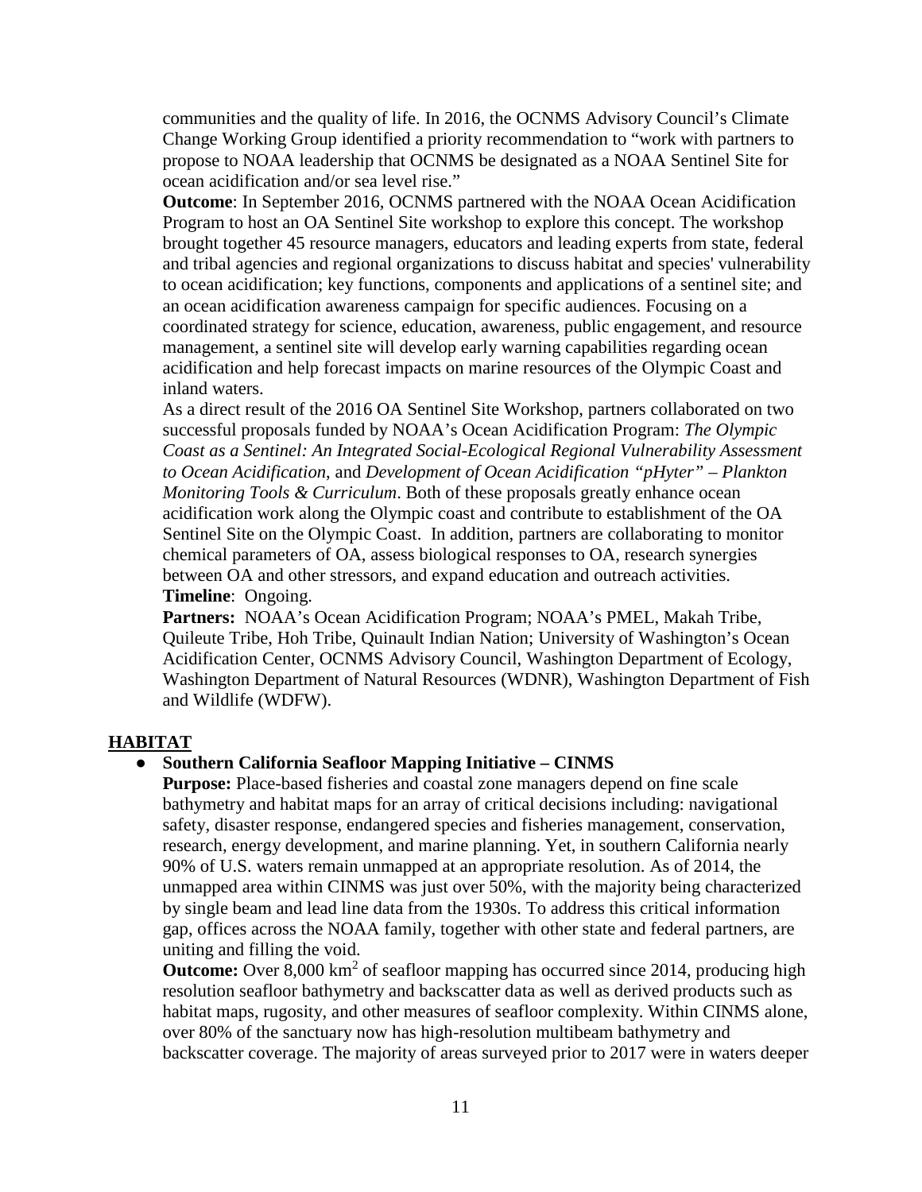communities and the quality of life. In 2016, the OCNMS Advisory Council's Climate Change Working Group identified a priority recommendation to "work with partners to propose to NOAA leadership that OCNMS be designated as a NOAA Sentinel Site for ocean acidification and/or sea level rise."

**Outcome**: In September 2016, OCNMS partnered with the NOAA Ocean Acidification Program to host an OA Sentinel Site workshop to explore this concept. The workshop brought together 45 resource managers, educators and leading experts from state, federal and tribal agencies and regional organizations to discuss habitat and species' vulnerability to ocean acidification; key functions, components and applications of a sentinel site; and an ocean acidification awareness campaign for specific audiences. Focusing on a coordinated strategy for science, education, awareness, public engagement, and resource management, a sentinel site will develop early warning capabilities regarding ocean acidification and help forecast impacts on marine resources of the Olympic Coast and inland waters.

As a direct result of the 2016 OA Sentinel Site Workshop, partners collaborated on two successful proposals funded by NOAA's Ocean Acidification Program: *The Olympic Coast as a Sentinel: An Integrated Social-Ecological Regional Vulnerability Assessment to Ocean Acidification*, and *Development of Ocean Acidification "pHyter" – Plankton Monitoring Tools & Curriculum*. Both of these proposals greatly enhance ocean acidification work along the Olympic coast and contribute to establishment of the OA Sentinel Site on the Olympic Coast. In addition, partners are collaborating to monitor chemical parameters of OA, assess biological responses to OA, research synergies between OA and other stressors, and expand education and outreach activities.

**Timeline**: Ongoing.

**Partners:** NOAA's Ocean Acidification Program; NOAA's PMEL, Makah Tribe, Quileute Tribe, Hoh Tribe, Quinault Indian Nation; University of Washington's Ocean Acidification Center, OCNMS Advisory Council, Washington Department of Ecology, Washington Department of Natural Resources (WDNR), Washington Department of Fish and Wildlife (WDFW).

## HABITAT

- **Southern California Seafloor Mapping Initiative – CINMS**

  **Purpose:** Place-based fisheries and coastal zone managers depend on fine scale bathymetry and habitat maps for an array of critical decisions including: navigational safety, disaster response, endangered species and fisheries management, conservation, research, energy development, and marine planning. Yet, in southern California nearly 90% of U.S. waters remain unmapped at an appropriate resolution. As of 2014, the unmapped area within CINMS was just over 50%, with the majority being characterized by single beam and lead line data from the 1930s. To address this critical information gap, offices across the NOAA family, together with other state and federal partners, are uniting and filling the void.

  **Outcome:** Over 8,000 km$^2$ of seafloor mapping has occurred since 2014, producing high resolution seafloor bathymetry and backscatter data as well as derived products such as habitat maps, rugosity, and other measures of seafloor complexity. Within CINMS alone, over 80% of the sanctuary now has high-resolution multibeam bathymetry and backscatter coverage. The majority of areas surveyed prior to 2017 were in waters deeper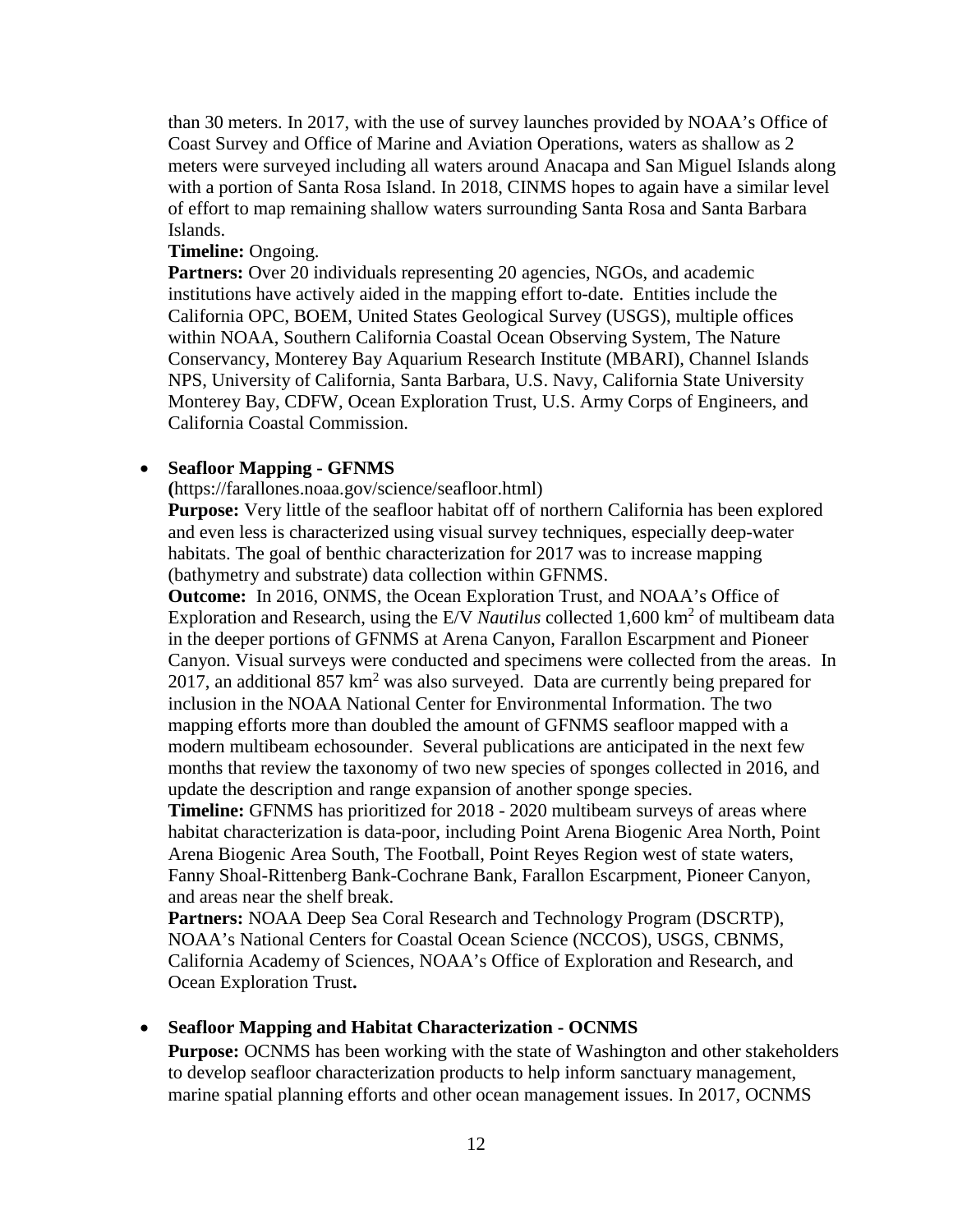than 30 meters. In 2017, with the use of survey launches provided by NOAA's Office of Coast Survey and Office of Marine and Aviation Operations, waters as shallow as 2 meters were surveyed including all waters around Anacapa and San Miguel Islands along with a portion of Santa Rosa Island. In 2018, CINMS hopes to again have a similar level of effort to map remaining shallow waters surrounding Santa Rosa and Santa Barbara Islands.

**Timeline:** Ongoing.

**Partners:** Over 20 individuals representing 20 agencies, NGOs, and academic institutions have actively aided in the mapping effort to-date. Entities include the California OPC, BOEM, United States Geological Survey (USGS), multiple offices within NOAA, Southern California Coastal Ocean Observing System, The Nature Conservancy, Monterey Bay Aquarium Research Institute (MBARI), Channel Islands NPS, University of California, Santa Barbara, U.S. Navy, California State University Monterey Bay, CDFW, Ocean Exploration Trust, U.S. Army Corps of Engineers, and California Coastal Commission.

- **Seafloor Mapping - GFNMS**

  **(**https://farallones.noaa.gov/science/seafloor.html)

  **Purpose:** Very little of the seafloor habitat off of northern California has been explored and even less is characterized using visual survey techniques, especially deep-water habitats. The goal of benthic characterization for 2017 was to increase mapping (bathymetry and substrate) data collection within GFNMS.

  **Outcome:** In 2016, ONMS, the Ocean Exploration Trust, and NOAA's Office of Exploration and Research, using the E/V *Nautilus* collected 1,600 $km^2$ of multibeam data in the deeper portions of GFNMS at Arena Canyon, Farallon Escarpment and Pioneer Canyon. Visual surveys were conducted and specimens were collected from the areas. In 2017, an additional 857 $km^2$ was also surveyed. Data are currently being prepared for inclusion in the NOAA National Center for Environmental Information. The two mapping efforts more than doubled the amount of GFNMS seafloor mapped with a modern multibeam echosounder. Several publications are anticipated in the next few months that review the taxonomy of two new species of sponges collected in 2016, and update the description and range expansion of another sponge species.

  **Timeline:** GFNMS has prioritized for 2018 - 2020 multibeam surveys of areas where habitat characterization is data-poor, including Point Arena Biogenic Area North, Point Arena Biogenic Area South, The Football, Point Reyes Region west of state waters, Fanny Shoal-Rittenberg Bank-Cochrane Bank, Farallon Escarpment, Pioneer Canyon, and areas near the shelf break.

  **Partners:** NOAA Deep Sea Coral Research and Technology Program (DSCRTP), NOAA's National Centers for Coastal Ocean Science (NCCOS), USGS, CBNMS, California Academy of Sciences, NOAA's Office of Exploration and Research, and Ocean Exploration Trust**.**

- **Seafloor Mapping and Habitat Characterization - OCNMS**

  **Purpose:** OCNMS has been working with the state of Washington and other stakeholders to develop seafloor characterization products to help inform sanctuary management, marine spatial planning efforts and other ocean management issues. In 2017, OCNMS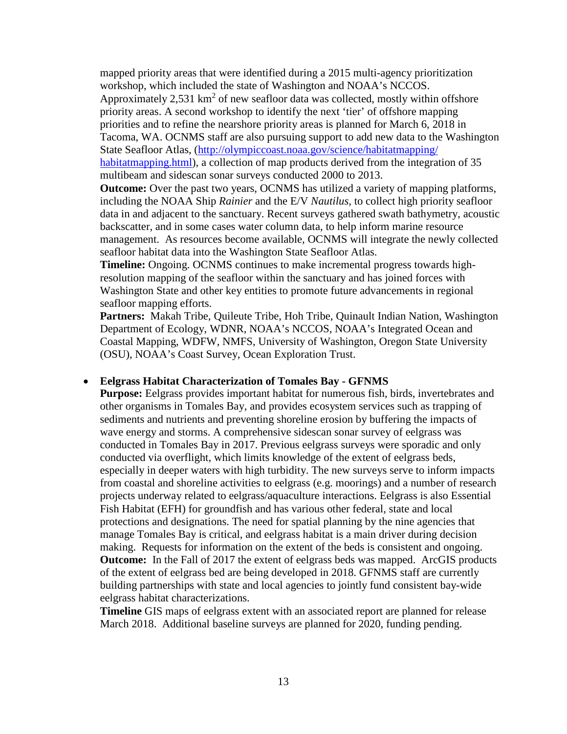mapped priority areas that were identified during a 2015 multi-agency prioritization workshop, which included the state of Washington and NOAA's NCCOS. Approximately 2,531 $km^2$ of new seafloor data was collected, mostly within offshore priority areas. A second workshop to identify the next 'tier' of offshore mapping priorities and to refine the nearshore priority areas is planned for March 6, 2018 in Tacoma, WA. OCNMS staff are also pursuing support to add new data to the Washington State Seafloor Atlas, (http://olympiccoast.noaa.gov/science/habitatmapping/habitatmapping.html), a collection of map products derived from the integration of 35 multibeam and sidescan sonar surveys conducted 2000 to 2013.

**Outcome:** Over the past two years, OCNMS has utilized a variety of mapping platforms, including the NOAA Ship *Rainier* and the E/V *Nautilus*, to collect high priority seafloor data in and adjacent to the sanctuary. Recent surveys gathered swath bathymetry, acoustic backscatter, and in some cases water column data, to help inform marine resource management. As resources become available, OCNMS will integrate the newly collected seafloor habitat data into the Washington State Seafloor Atlas.

**Timeline:** Ongoing. OCNMS continues to make incremental progress towards high-resolution mapping of the seafloor within the sanctuary and has joined forces with Washington State and other key entities to promote future advancements in regional seafloor mapping efforts.

**Partners:** Makah Tribe, Quileute Tribe, Hoh Tribe, Quinault Indian Nation, Washington Department of Ecology, WDNR, NOAA's NCCOS, NOAA's Integrated Ocean and Coastal Mapping, WDFW, NMFS, University of Washington, Oregon State University (OSU), NOAA's Coast Survey, Ocean Exploration Trust.

- **Eelgrass Habitat Characterization of Tomales Bay - GFNMS**

  **Purpose:** Eelgrass provides important habitat for numerous fish, birds, invertebrates and other organisms in Tomales Bay, and provides ecosystem services such as trapping of sediments and nutrients and preventing shoreline erosion by buffering the impacts of wave energy and storms. A comprehensive sidescan sonar survey of eelgrass was conducted in Tomales Bay in 2017. Previous eelgrass surveys were sporadic and only conducted via overflight, which limits knowledge of the extent of eelgrass beds, especially in deeper waters with high turbidity. The new surveys serve to inform impacts from coastal and shoreline activities to eelgrass (e.g. moorings) and a number of research projects underway related to eelgrass/aquaculture interactions. Eelgrass is also Essential Fish Habitat (EFH) for groundfish and has various other federal, state and local protections and designations. The need for spatial planning by the nine agencies that manage Tomales Bay is critical, and eelgrass habitat is a main driver during decision making. Requests for information on the extent of the beds is consistent and ongoing.

  **Outcome:** In the Fall of 2017 the extent of eelgrass beds was mapped. ArcGIS products of the extent of eelgrass bed are being developed in 2018. GFNMS staff are currently building partnerships with state and local agencies to jointly fund consistent bay-wide eelgrass habitat characterizations.

  **Timeline** GIS maps of eelgrass extent with an associated report are planned for release March 2018. Additional baseline surveys are planned for 2020, funding pending.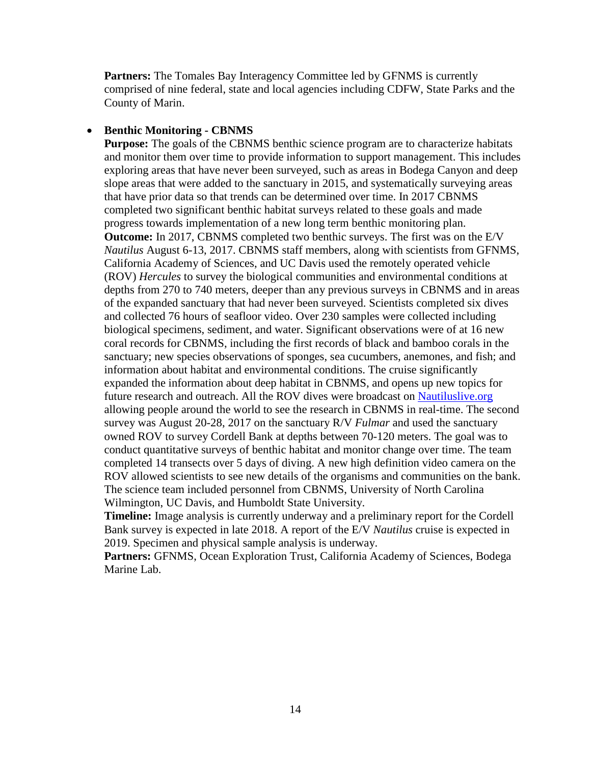**Partners:** The Tomales Bay Interagency Committee led by GFNMS is currently comprised of nine federal, state and local agencies including CDFW, State Parks and the County of Marin.

- **Benthic Monitoring - CBNMS**
  **Purpose:** The goals of the CBNMS benthic science program are to characterize habitats and monitor them over time to provide information to support management. This includes exploring areas that have never been surveyed, such as areas in Bodega Canyon and deep slope areas that were added to the sanctuary in 2015, and systematically surveying areas that have prior data so that trends can be determined over time. In 2017 CBNMS completed two significant benthic habitat surveys related to these goals and made progress towards implementation of a new long term benthic monitoring plan.
  **Outcome:** In 2017, CBNMS completed two benthic surveys. The first was on the E/V *Nautilus* August 6-13, 2017. CBNMS staff members, along with scientists from GFNMS, California Academy of Sciences, and UC Davis used the remotely operated vehicle (ROV) *Hercules* to survey the biological communities and environmental conditions at depths from 270 to 740 meters, deeper than any previous surveys in CBNMS and in areas of the expanded sanctuary that had never been surveyed. Scientists completed six dives and collected 76 hours of seafloor video. Over 230 samples were collected including biological specimens, sediment, and water. Significant observations were of at 16 new coral records for CBNMS, including the first records of black and bamboo corals in the sanctuary; new species observations of sponges, sea cucumbers, anemones, and fish; and information about habitat and environmental conditions. The cruise significantly expanded the information about deep habitat in CBNMS, and opens up new topics for future research and outreach. All the ROV dives were broadcast on [Nautiluslive.org](Nautiluslive.org) allowing people around the world to see the research in CBNMS in real-time. The second survey was August 20-28, 2017 on the sanctuary R/V *Fulmar* and used the sanctuary owned ROV to survey Cordell Bank at depths between 70-120 meters. The goal was to conduct quantitative surveys of benthic habitat and monitor change over time. The team completed 14 transects over 5 days of diving. A new high definition video camera on the ROV allowed scientists to see new details of the organisms and communities on the bank. The science team included personnel from CBNMS, University of North Carolina Wilmington, UC Davis, and Humboldt State University.
  **Timeline:** Image analysis is currently underway and a preliminary report for the Cordell Bank survey is expected in late 2018. A report of the E/V *Nautilus* cruise is expected in 2019. Specimen and physical sample analysis is underway.
  **Partners:** GFNMS, Ocean Exploration Trust, California Academy of Sciences, Bodega Marine Lab.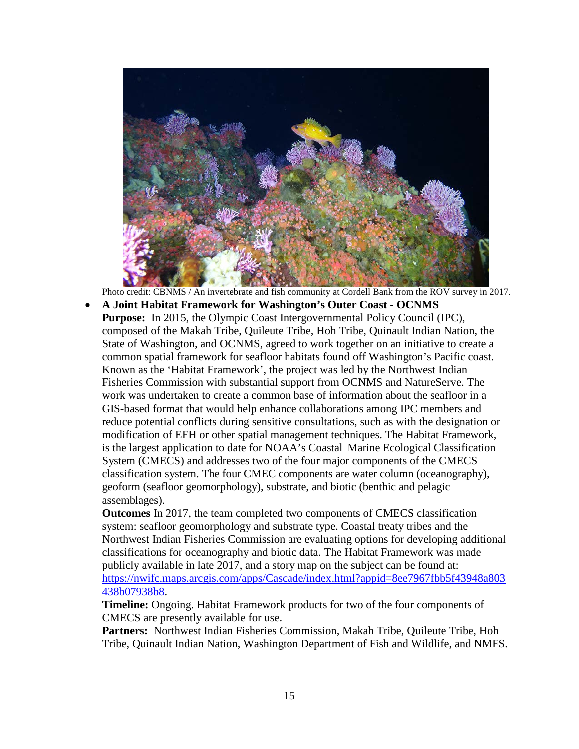Photo credit: CBNMS / An invertebrate and fish community at Cordell Bank from the ROV survey in 2017.

- **A Joint Habitat Framework for Washington's Outer Coast - OCNMS**

  **Purpose:** In 2015, the Olympic Coast Intergovernmental Policy Council (IPC), composed of the Makah Tribe, Quileute Tribe, Hoh Tribe, Quinault Indian Nation, the State of Washington, and OCNMS, agreed to work together on an initiative to create a common spatial framework for seafloor habitats found off Washington's Pacific coast. Known as the 'Habitat Framework', the project was led by the Northwest Indian Fisheries Commission with substantial support from OCNMS and NatureServe. The work was undertaken to create a common base of information about the seafloor in a GIS-based format that would help enhance collaborations among IPC members and reduce potential conflicts during sensitive consultations, such as with the designation or modification of EFH or other spatial management techniques. The Habitat Framework, is the largest application to date for NOAA's Coastal Marine Ecological Classification System (CMECS) and addresses two of the four major components of the CMECS classification system. The four CMEC components are water column (oceanography), geoform (seafloor geomorphology), substrate, and biotic (benthic and pelagic assemblages).

  **Outcomes** In 2017, the team completed two components of CMECS classification system: seafloor geomorphology and substrate type. Coastal treaty tribes and the Northwest Indian Fisheries Commission are evaluating options for developing additional classifications for oceanography and biotic data. The Habitat Framework was made publicly available in late 2017, and a story map on the subject can be found at: [https://nwifc.maps.arcgis.com/apps/Cascade/index.html?appid=8ee7967fbb5f43948a803438b07938b8](https://nwifc.maps.arcgis.com/apps/Cascade/index.html?appid=8ee7967fbb5f43948a803438b07938b8).

  **Timeline:** Ongoing. Habitat Framework products for two of the four components of CMECS are presently available for use.

  **Partners:** Northwest Indian Fisheries Commission, Makah Tribe, Quileute Tribe, Hoh Tribe, Quinault Indian Nation, Washington Department of Fish and Wildlife, and NMFS.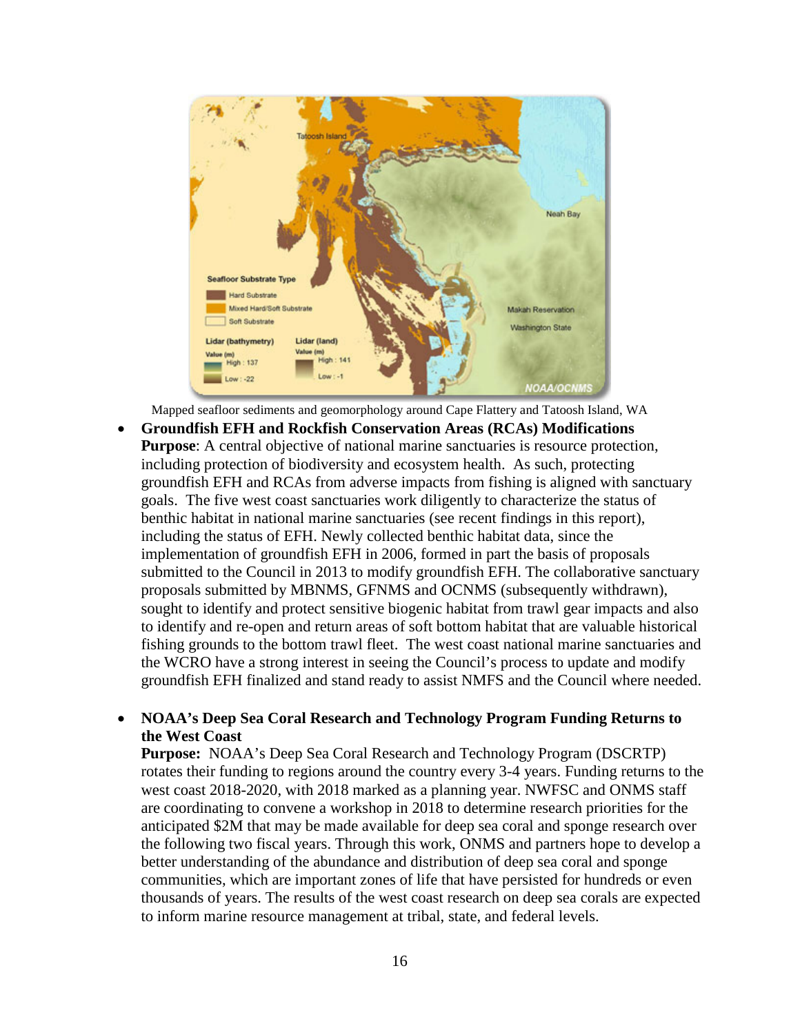Mapped seafloor sediments and geomorphology around Cape Flattery and Tatoosh Island, WA

- **Groundfish EFH and Rockfish Conservation Areas (RCAs) Modifications**
  **Purpose**: A central objective of national marine sanctuaries is resource protection, including protection of biodiversity and ecosystem health. As such, protecting groundfish EFH and RCAs from adverse impacts from fishing is aligned with sanctuary goals. The five west coast sanctuaries work diligently to characterize the status of benthic habitat in national marine sanctuaries (see recent findings in this report), including the status of EFH. Newly collected benthic habitat data, since the implementation of groundfish EFH in 2006, formed in part the basis of proposals submitted to the Council in 2013 to modify groundfish EFH. The collaborative sanctuary proposals submitted by MBNMS, GFNMS and OCNMS (subsequently withdrawn), sought to identify and protect sensitive biogenic habitat from trawl gear impacts and also to identify and re-open and return areas of soft bottom habitat that are valuable historical fishing grounds to the bottom trawl fleet. The west coast national marine sanctuaries and the WCRO have a strong interest in seeing the Council's process to update and modify groundfish EFH finalized and stand ready to assist NMFS and the Council where needed.

- **NOAA's Deep Sea Coral Research and Technology Program Funding Returns to the West Coast**
  **Purpose:** NOAA's Deep Sea Coral Research and Technology Program (DSCRTP) rotates their funding to regions around the country every 3-4 years. Funding returns to the west coast 2018-2020, with 2018 marked as a planning year. NWFSC and ONMS staff are coordinating to convene a workshop in 2018 to determine research priorities for the anticipated $2M that may be made available for deep sea coral and sponge research over the following two fiscal years. Through this work, ONMS and partners hope to develop a better understanding of the abundance and distribution of deep sea coral and sponge communities, which are important zones of life that have persisted for hundreds or even thousands of years. The results of the west coast research on deep sea corals are expected to inform marine resource management at tribal, state, and federal levels.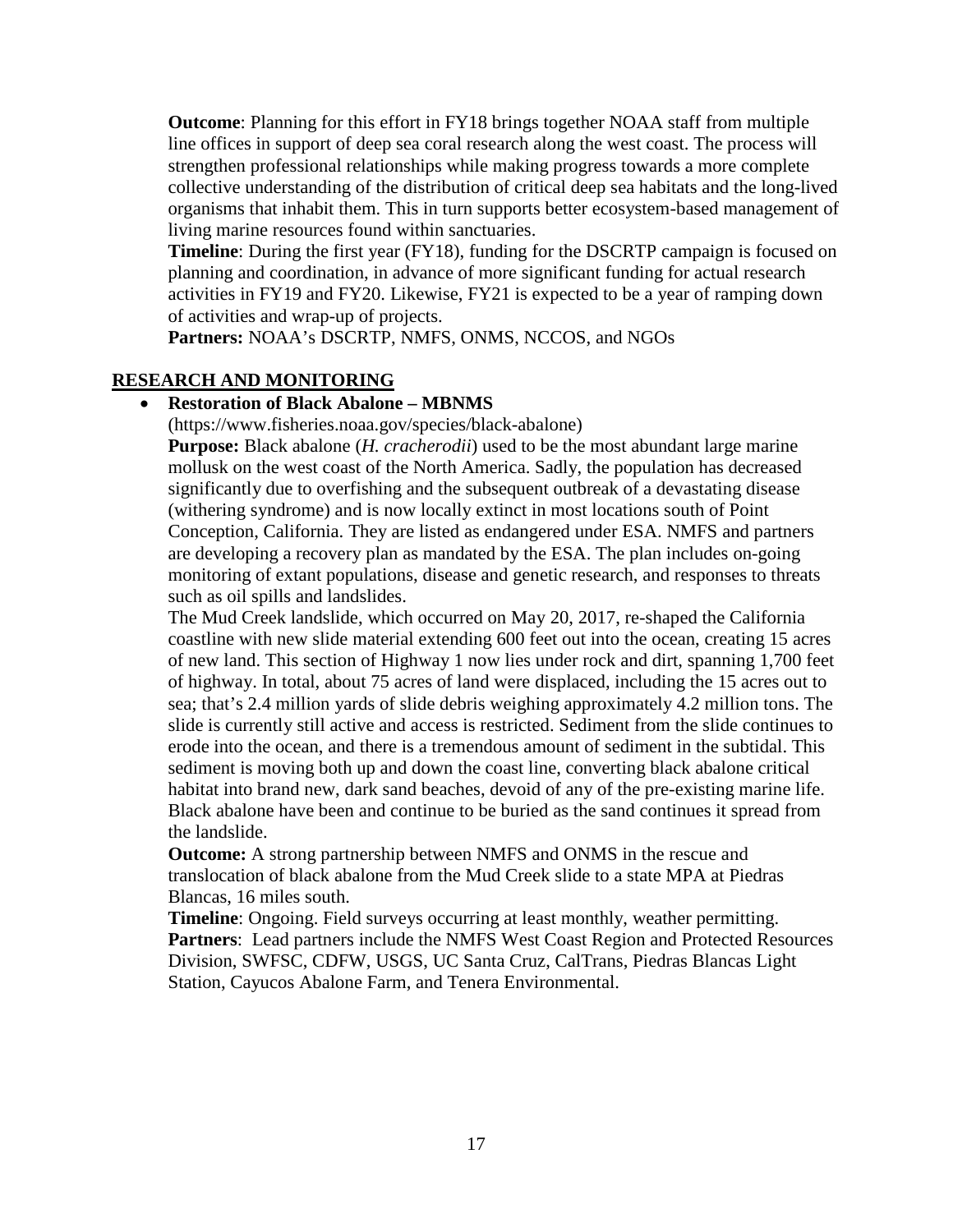**Outcome**: Planning for this effort in FY18 brings together NOAA staff from multiple line offices in support of deep sea coral research along the west coast. The process will strengthen professional relationships while making progress towards a more complete collective understanding of the distribution of critical deep sea habitats and the long-lived organisms that inhabit them. This in turn supports better ecosystem-based management of living marine resources found within sanctuaries.

**Timeline**: During the first year (FY18), funding for the DSCRTP campaign is focused on planning and coordination, in advance of more significant funding for actual research activities in FY19 and FY20. Likewise, FY21 is expected to be a year of ramping down of activities and wrap-up of projects.

**Partners:** NOAA's DSCRTP, NMFS, ONMS, NCCOS, and NGOs

## RESEARCH AND MONITORING

- **Restoration of Black Abalone – MBNMS**

  (https://www.fisheries.noaa.gov/species/black-abalone)

  **Purpose:** Black abalone (*H. cracherodii*) used to be the most abundant large marine mollusk on the west coast of the North America. Sadly, the population has decreased significantly due to overfishing and the subsequent outbreak of a devastating disease (withering syndrome) and is now locally extinct in most locations south of Point Conception, California. They are listed as endangered under ESA. NMFS and partners are developing a recovery plan as mandated by the ESA. The plan includes on-going monitoring of extant populations, disease and genetic research, and responses to threats such as oil spills and landslides.

  The Mud Creek landslide, which occurred on May 20, 2017, re-shaped the California coastline with new slide material extending 600 feet out into the ocean, creating 15 acres of new land. This section of Highway 1 now lies under rock and dirt, spanning 1,700 feet of highway. In total, about 75 acres of land were displaced, including the 15 acres out to sea; that's 2.4 million yards of slide debris weighing approximately 4.2 million tons. The slide is currently still active and access is restricted. Sediment from the slide continues to erode into the ocean, and there is a tremendous amount of sediment in the subtidal. This sediment is moving both up and down the coast line, converting black abalone critical habitat into brand new, dark sand beaches, devoid of any of the pre-existing marine life. Black abalone have been and continue to be buried as the sand continues it spread from the landslide.

  **Outcome:** A strong partnership between NMFS and ONMS in the rescue and translocation of black abalone from the Mud Creek slide to a state MPA at Piedras Blancas, 16 miles south.

  **Timeline**: Ongoing. Field surveys occurring at least monthly, weather permitting.

  **Partners**: Lead partners include the NMFS West Coast Region and Protected Resources Division, SWFSC, CDFW, USGS, UC Santa Cruz, CalTrans, Piedras Blancas Light Station, Cayucos Abalone Farm, and Tenera Environmental.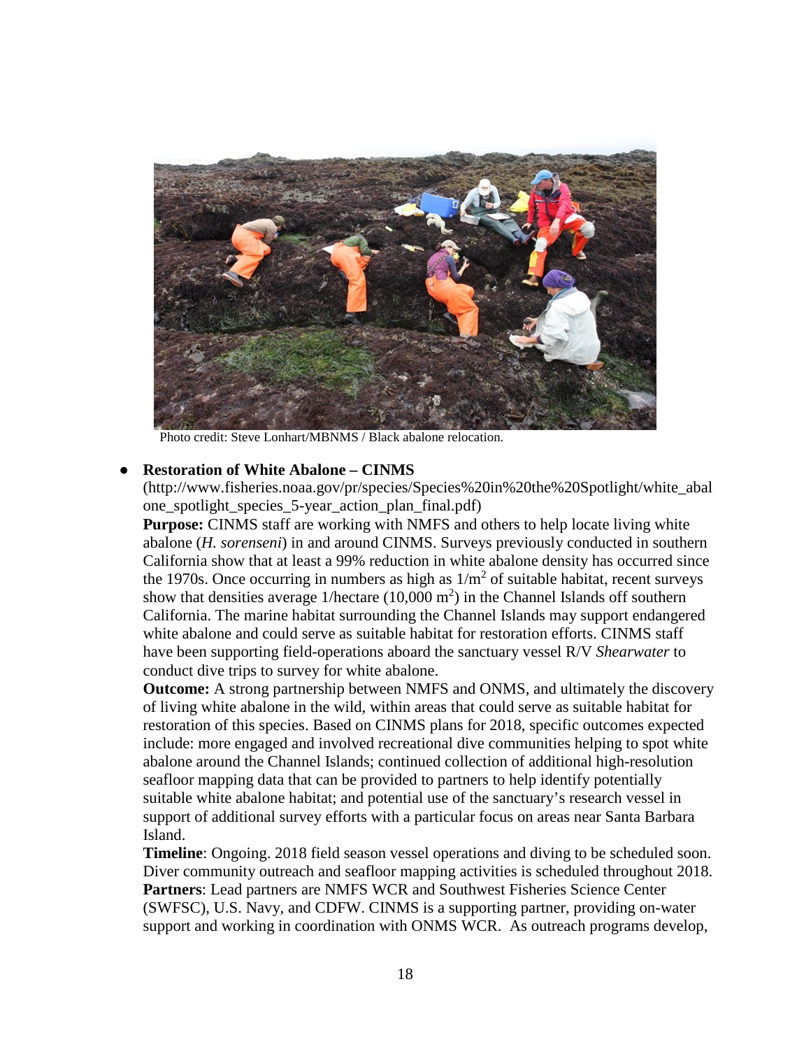Photo credit: Steve Lonhart/MBNMS / Black abalone relocation.

- **Restoration of White Abalone – CINMS** (http://www.fisheries.noaa.gov/pr/species/Species%20in%20the%20Spotlight/white_abalone_spotlight_species_5-year_action_plan_final.pdf)

  **Purpose:** CINMS staff are working with NMFS and others to help locate living white abalone (*H. sorenseni*) in and around CINMS. Surveys previously conducted in southern California show that at least a 99% reduction in white abalone density has occurred since the 1970s. Once occurring in numbers as high as $1/m^2$ of suitable habitat, recent surveys show that densities average 1/hectare ($10,000\ m^2$) in the Channel Islands off southern California. The marine habitat surrounding the Channel Islands may support endangered white abalone and could serve as suitable habitat for restoration efforts. CINMS staff have been supporting field-operations aboard the sanctuary vessel R/V *Shearwater* to conduct dive trips to survey for white abalone.

  **Outcome:** A strong partnership between NMFS and ONMS, and ultimately the discovery of living white abalone in the wild, within areas that could serve as suitable habitat for restoration of this species. Based on CINMS plans for 2018, specific outcomes expected include: more engaged and involved recreational dive communities helping to spot white abalone around the Channel Islands; continued collection of additional high-resolution seafloor mapping data that can be provided to partners to help identify potentially suitable white abalone habitat; and potential use of the sanctuary's research vessel in support of additional survey efforts with a particular focus on areas near Santa Barbara Island.

  **Timeline**: Ongoing. 2018 field season vessel operations and diving to be scheduled soon. Diver community outreach and seafloor mapping activities is scheduled throughout 2018.

  **Partners**: Lead partners are NMFS WCR and Southwest Fisheries Science Center (SWFSC), U.S. Navy, and CDFW. CINMS is a supporting partner, providing on-water support and working in coordination with ONMS WCR. As outreach programs develop,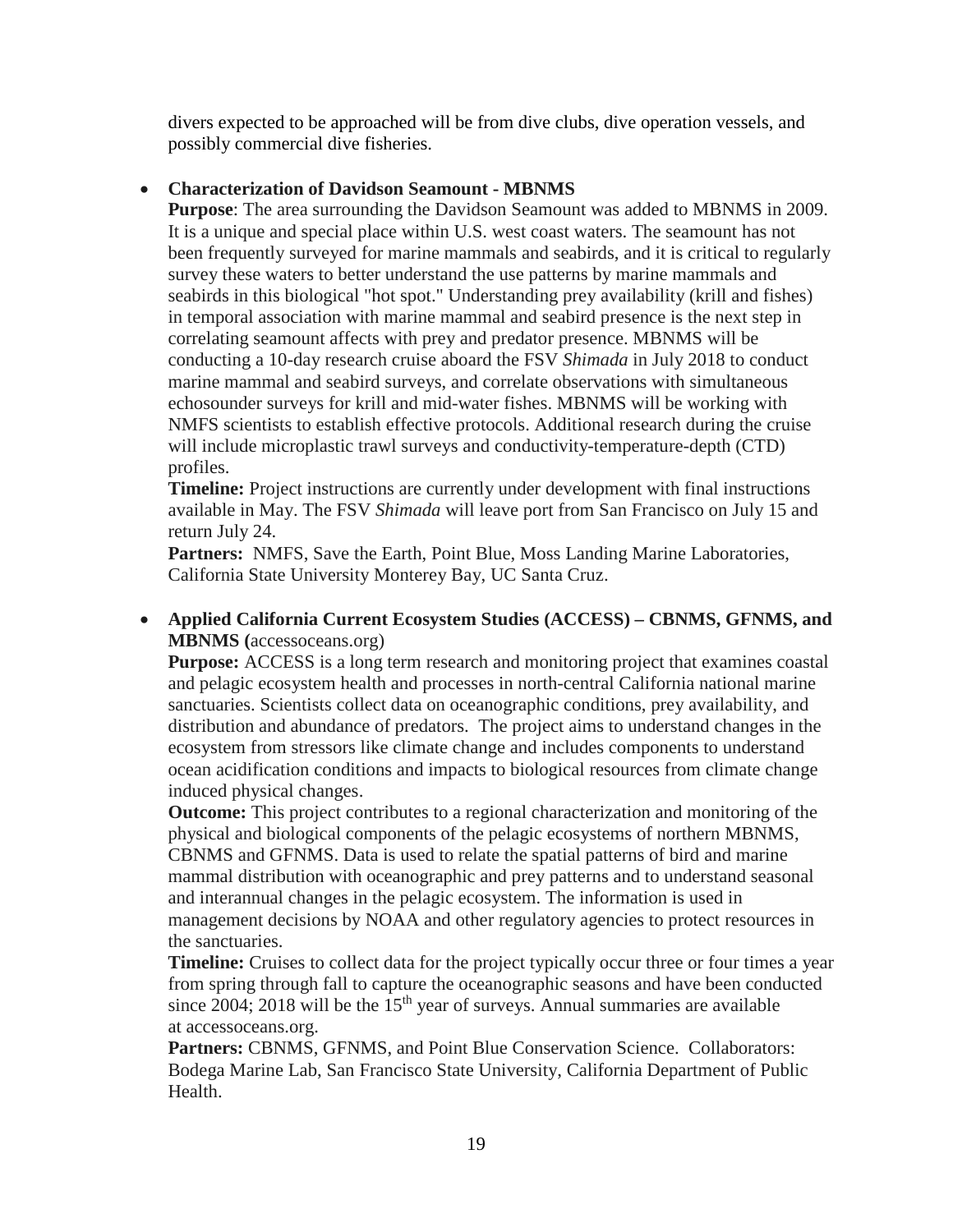divers expected to be approached will be from dive clubs, dive operation vessels, and possibly commercial dive fisheries.

- **Characterization of Davidson Seamount - MBNMS**
  **Purpose**: The area surrounding the Davidson Seamount was added to MBNMS in 2009. It is a unique and special place within U.S. west coast waters. The seamount has not been frequently surveyed for marine mammals and seabirds, and it is critical to regularly survey these waters to better understand the use patterns by marine mammals and seabirds in this biological "hot spot." Understanding prey availability (krill and fishes) in temporal association with marine mammal and seabird presence is the next step in correlating seamount affects with prey and predator presence. MBNMS will be conducting a 10-day research cruise aboard the FSV *Shimada* in July 2018 to conduct marine mammal and seabird surveys, and correlate observations with simultaneous echosounder surveys for krill and mid-water fishes. MBNMS will be working with NMFS scientists to establish effective protocols. Additional research during the cruise will include microplastic trawl surveys and conductivity-temperature-depth (CTD) profiles.
  **Timeline:** Project instructions are currently under development with final instructions available in May. The FSV *Shimada* will leave port from San Francisco on July 15 and return July 24.
  **Partners:** NMFS, Save the Earth, Point Blue, Moss Landing Marine Laboratories, California State University Monterey Bay, UC Santa Cruz.

- **Applied California Current Ecosystem Studies (ACCESS) – CBNMS, GFNMS, and MBNMS (**accessoceans.org)
  **Purpose:** ACCESS is a long term research and monitoring project that examines coastal and pelagic ecosystem health and processes in north-central California national marine sanctuaries. Scientists collect data on oceanographic conditions, prey availability, and distribution and abundance of predators. The project aims to understand changes in the ecosystem from stressors like climate change and includes components to understand ocean acidification conditions and impacts to biological resources from climate change induced physical changes.
  **Outcome:** This project contributes to a regional characterization and monitoring of the physical and biological components of the pelagic ecosystems of northern MBNMS, CBNMS and GFNMS. Data is used to relate the spatial patterns of bird and marine mammal distribution with oceanographic and prey patterns and to understand seasonal and interannual changes in the pelagic ecosystem. The information is used in management decisions by NOAA and other regulatory agencies to protect resources in the sanctuaries.
  **Timeline:** Cruises to collect data for the project typically occur three or four times a year from spring through fall to capture the oceanographic seasons and have been conducted since 2004; 2018 will be the 15th year of surveys. Annual summaries are available at accessoceans.org.
  **Partners:** CBNMS, GFNMS, and Point Blue Conservation Science. Collaborators: Bodega Marine Lab, San Francisco State University, California Department of Public Health.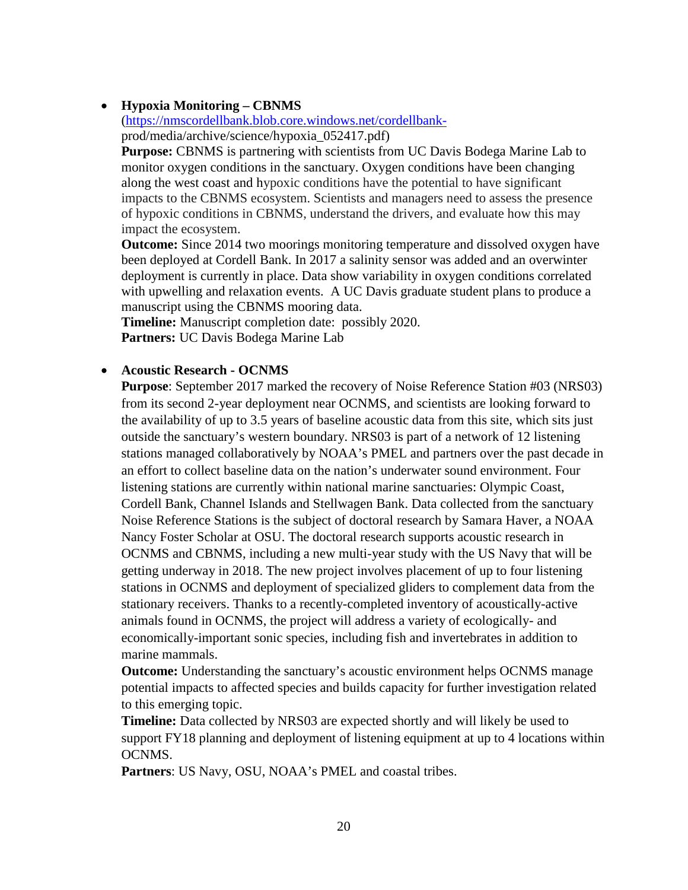- **Hypoxia Monitoring – CBNMS**
  (https://nmscordellbank.blob.core.windows.net/cordellbank-prod/media/archive/science/hypoxia_052417.pdf)
  **Purpose:** CBNMS is partnering with scientists from UC Davis Bodega Marine Lab to monitor oxygen conditions in the sanctuary. Oxygen conditions have been changing along the west coast and hypoxic conditions have the potential to have significant impacts to the CBNMS ecosystem. Scientists and managers need to assess the presence of hypoxic conditions in CBNMS, understand the drivers, and evaluate how this may impact the ecosystem.
  **Outcome:** Since 2014 two moorings monitoring temperature and dissolved oxygen have been deployed at Cordell Bank. In 2017 a salinity sensor was added and an overwinter deployment is currently in place. Data show variability in oxygen conditions correlated with upwelling and relaxation events. A UC Davis graduate student plans to produce a manuscript using the CBNMS mooring data.
  **Timeline:** Manuscript completion date: possibly 2020.
  **Partners:** UC Davis Bodega Marine Lab

- **Acoustic Research - OCNMS**
  **Purpose**: September 2017 marked the recovery of Noise Reference Station #03 (NRS03) from its second 2-year deployment near OCNMS, and scientists are looking forward to the availability of up to 3.5 years of baseline acoustic data from this site, which sits just outside the sanctuary's western boundary. NRS03 is part of a network of 12 listening stations managed collaboratively by NOAA's PMEL and partners over the past decade in an effort to collect baseline data on the nation's underwater sound environment. Four listening stations are currently within national marine sanctuaries: Olympic Coast, Cordell Bank, Channel Islands and Stellwagen Bank. Data collected from the sanctuary Noise Reference Stations is the subject of doctoral research by Samara Haver, a NOAA Nancy Foster Scholar at OSU. The doctoral research supports acoustic research in OCNMS and CBNMS, including a new multi-year study with the US Navy that will be getting underway in 2018. The new project involves placement of up to four listening stations in OCNMS and deployment of specialized gliders to complement data from the stationary receivers. Thanks to a recently-completed inventory of acoustically-active animals found in OCNMS, the project will address a variety of ecologically- and economically-important sonic species, including fish and invertebrates in addition to marine mammals.
  **Outcome:** Understanding the sanctuary's acoustic environment helps OCNMS manage potential impacts to affected species and builds capacity for further investigation related to this emerging topic.
  **Timeline:** Data collected by NRS03 are expected shortly and will likely be used to support FY18 planning and deployment of listening equipment at up to 4 locations within OCNMS.
  **Partners**: US Navy, OSU, NOAA's PMEL and coastal tribes.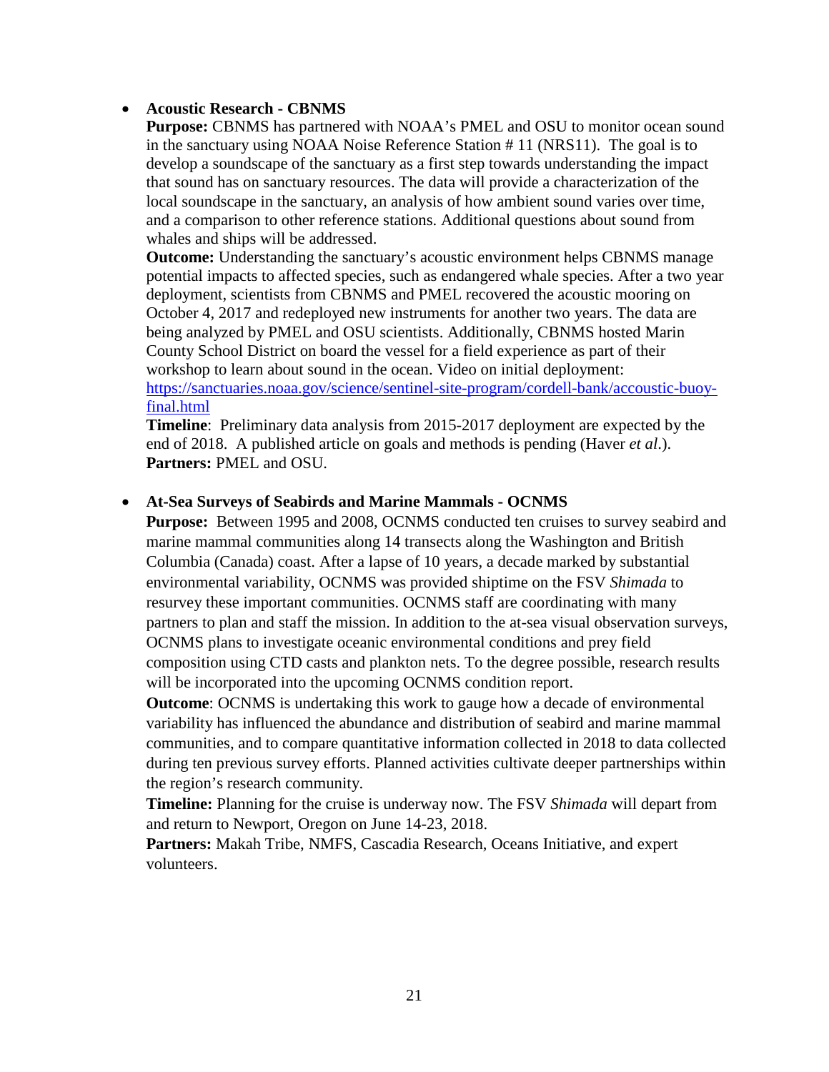- **Acoustic Research - CBNMS**
  **Purpose:** CBNMS has partnered with NOAA's PMEL and OSU to monitor ocean sound in the sanctuary using NOAA Noise Reference Station # 11 (NRS11). The goal is to develop a soundscape of the sanctuary as a first step towards understanding the impact that sound has on sanctuary resources. The data will provide a characterization of the local soundscape in the sanctuary, an analysis of how ambient sound varies over time, and a comparison to other reference stations. Additional questions about sound from whales and ships will be addressed.
  **Outcome:** Understanding the sanctuary's acoustic environment helps CBNMS manage potential impacts to affected species, such as endangered whale species. After a two year deployment, scientists from CBNMS and PMEL recovered the acoustic mooring on October 4, 2017 and redeployed new instruments for another two years. The data are being analyzed by PMEL and OSU scientists. Additionally, CBNMS hosted Marin County School District on board the vessel for a field experience as part of their workshop to learn about sound in the ocean. Video on initial deployment: https://sanctuaries.noaa.gov/science/sentinel-site-program/cordell-bank/accoustic-buoy-final.html
  **Timeline**: Preliminary data analysis from 2015-2017 deployment are expected by the end of 2018. A published article on goals and methods is pending (Haver *et al*.).
  **Partners:** PMEL and OSU.

- **At-Sea Surveys of Seabirds and Marine Mammals - OCNMS**
  **Purpose:** Between 1995 and 2008, OCNMS conducted ten cruises to survey seabird and marine mammal communities along 14 transects along the Washington and British Columbia (Canada) coast. After a lapse of 10 years, a decade marked by substantial environmental variability, OCNMS was provided shiptime on the FSV *Shimada* to resurvey these important communities. OCNMS staff are coordinating with many partners to plan and staff the mission. In addition to the at-sea visual observation surveys, OCNMS plans to investigate oceanic environmental conditions and prey field composition using CTD casts and plankton nets. To the degree possible, research results will be incorporated into the upcoming OCNMS condition report.
  **Outcome**: OCNMS is undertaking this work to gauge how a decade of environmental variability has influenced the abundance and distribution of seabird and marine mammal communities, and to compare quantitative information collected in 2018 to data collected during ten previous survey efforts. Planned activities cultivate deeper partnerships within the region's research community.
  **Timeline:** Planning for the cruise is underway now. The FSV *Shimada* will depart from and return to Newport, Oregon on June 14-23, 2018.
  **Partners:** Makah Tribe, NMFS, Cascadia Research, Oceans Initiative, and expert volunteers.